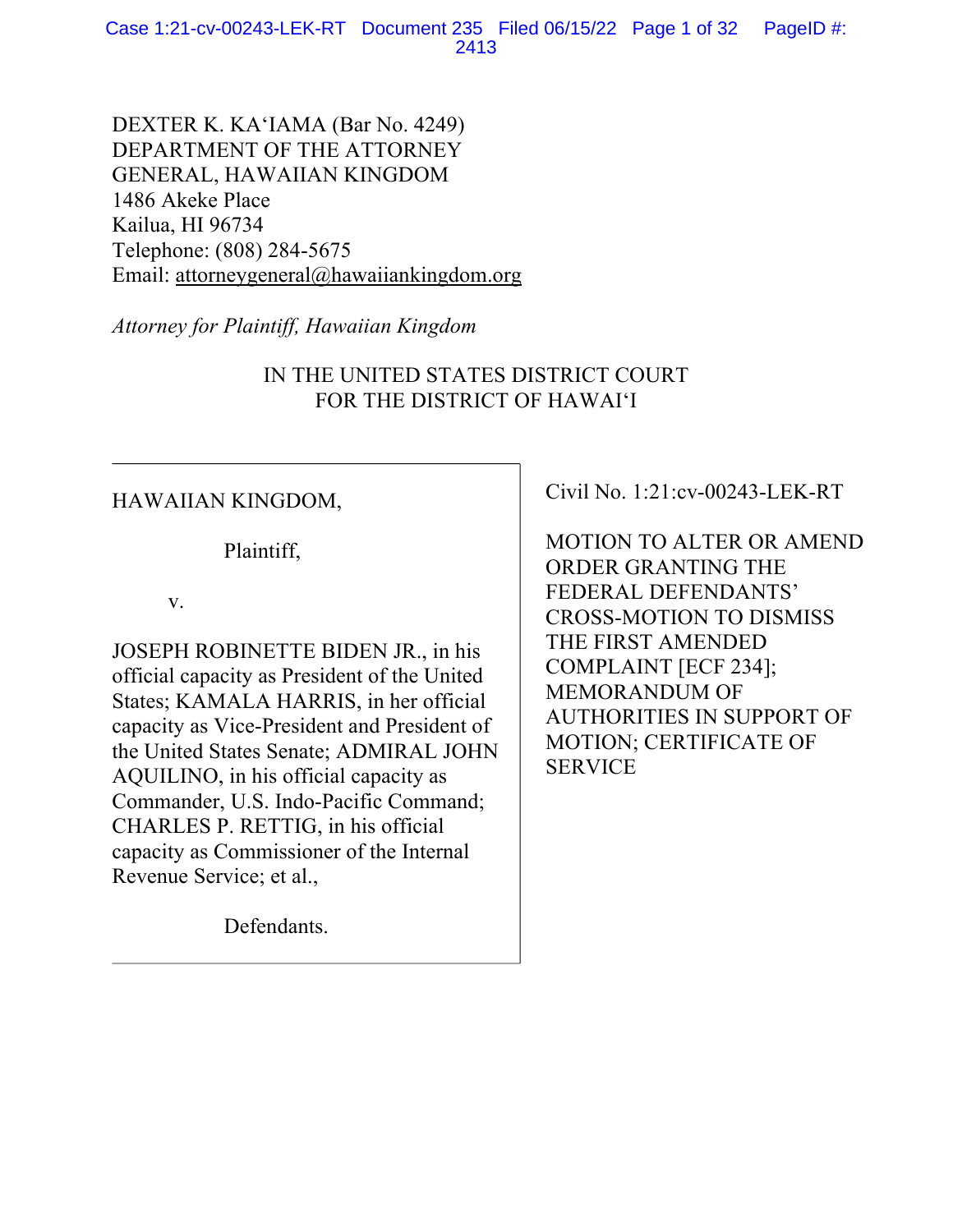DEXTER K. KA'IAMA (Bar No. 4249)
DEPARTMENT OF THE ATTORNEY
GENERAL, HAWAIIAN KINGDOM
1486 Akeke Place
Kailua, HI 96734
Telephone: (808) 284-5675
Email: attorneygeneral@hawaiiankingdom.org

*Attorney for Plaintiff, Hawaiian Kingdom*

IN THE UNITED STATES DISTRICT COURT
FOR THE DISTRICT OF HAWAI'I

HAWAIIAN KINGDOM,

Plaintiff,

v.

JOSEPH ROBINETTE BIDEN JR., in his official capacity as President of the United States; KAMALA HARRIS, in her official capacity as Vice-President and President of the United States Senate; ADMIRAL JOHN AQUILINO, in his official capacity as Commander, U.S. Indo-Pacific Command; CHARLES P. RETTIG, in his official capacity as Commissioner of the Internal Revenue Service; et al.,

Defendants.

Civil No. 1:21:cv-00243-LEK-RT

MOTION TO ALTER OR AMEND ORDER GRANTING THE FEDERAL DEFENDANTS' CROSS-MOTION TO DISMISS THE FIRST AMENDED COMPLAINT [ECF 234]; MEMORANDUM OF AUTHORITIES IN SUPPORT OF MOTION; CERTIFICATE OF SERVICE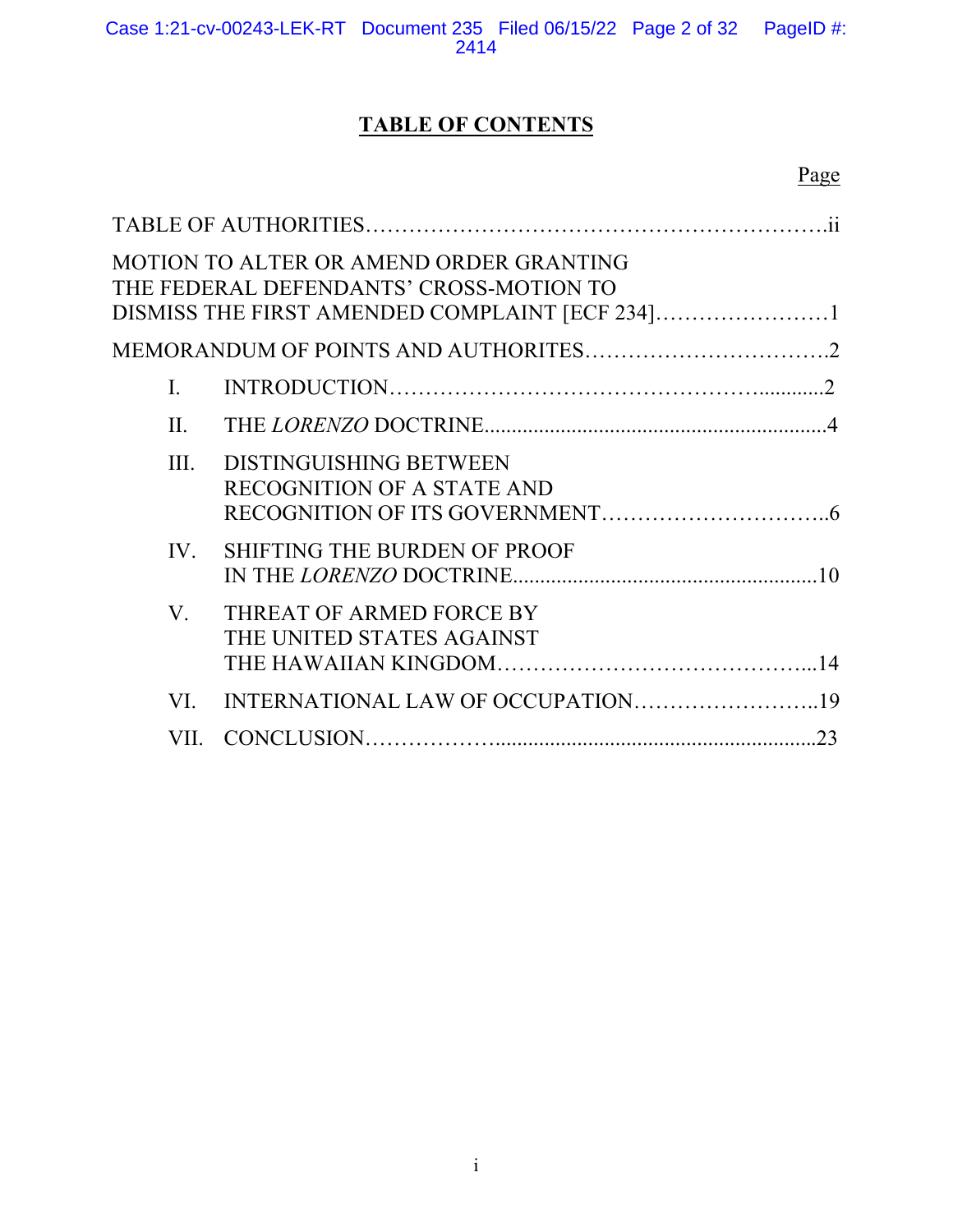# TABLE OF CONTENTS

| | Page |
|---|---|
| TABLE OF AUTHORITIES | ii |
| MOTION TO ALTER OR AMEND ORDER GRANTING THE FEDERAL DEFENDANTS' CROSS-MOTION TO DISMISS THE FIRST AMENDED COMPLAINT [ECF 234] | 1 |
| MEMORANDUM OF POINTS AND AUTHORITES | 2 |
| I. INTRODUCTION | 2 |
| II. THE *LORENZO* DOCTRINE | 4 |
| III. DISTINGUISHING BETWEEN RECOGNITION OF A STATE AND RECOGNITION OF ITS GOVERNMENT | 6 |
| IV. SHIFTING THE BURDEN OF PROOF IN THE *LORENZO* DOCTRINE | 10 |
| V. THREAT OF ARMED FORCE BY THE UNITED STATES AGAINST THE HAWAIIAN KINGDOM | 14 |
| VI. INTERNATIONAL LAW OF OCCUPATION | 19 |
| VII. CONCLUSION | 23 |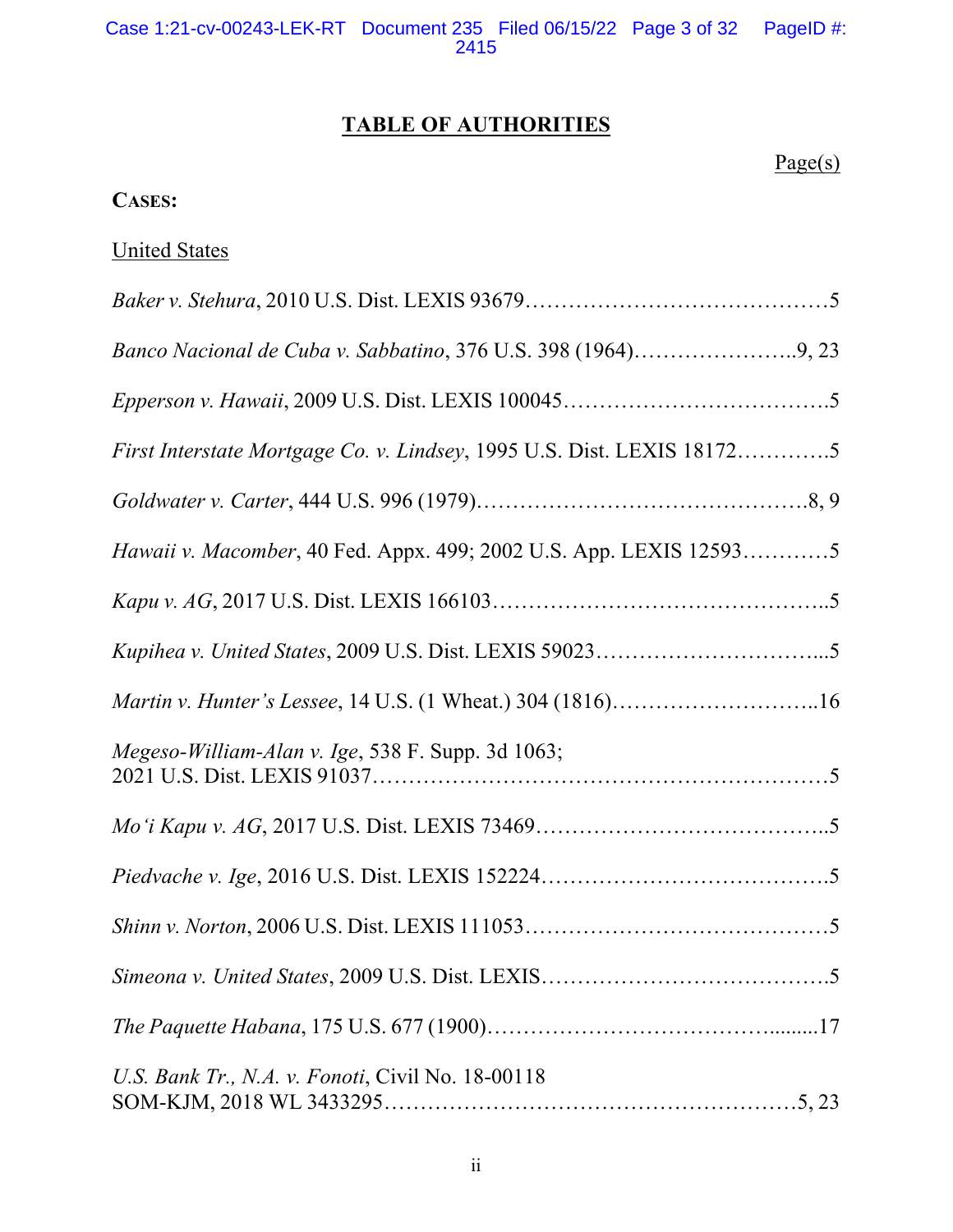# TABLE OF AUTHORITIES

Page(s)

**CASES:**

United States

*Baker v. Stehura*, 2010 U.S. Dist. LEXIS 93679……………………………………5

*Banco Nacional de Cuba v. Sabbatino*, 376 U.S. 398 (1964)…………………..9, 23

*Epperson v. Hawaii*, 2009 U.S. Dist. LEXIS 100045……………………………….5

*First Interstate Mortgage Co. v. Lindsey*, 1995 U.S. Dist. LEXIS 18172………….5

*Goldwater v. Carter*, 444 U.S. 996 (1979)……………………………………….8, 9

*Hawaii v. Macomber*, 40 Fed. Appx. 499; 2002 U.S. App. LEXIS 12593…………5

*Kapu v. AG*, 2017 U.S. Dist. LEXIS 166103………………………………………..5

*Kupihea v. United States*, 2009 U.S. Dist. LEXIS 59023…………………………...5

*Martin v. Hunter's Lessee*, 14 U.S. (1 Wheat.) 304 (1816)………………………..16

*Megeso-William-Alan v. Ige*, 538 F. Supp. 3d 1063; 2021 U.S. Dist. LEXIS 91037………………………………………………………5

*Mo'i Kapu v. AG*, 2017 U.S. Dist. LEXIS 73469…………………………………..5

*Piedvache v. Ige*, 2016 U.S. Dist. LEXIS 152224………………………………….5

*Shinn v. Norton*, 2006 U.S. Dist. LEXIS 111053……………………………………5

*Simeona v. United States*, 2009 U.S. Dist. LEXIS………………………………….5

*The Paquette Habana*, 175 U.S. 677 (1900)………………………………….........17

*U.S. Bank Tr., N.A. v. Fonoti*, Civil No. 18-00118 SOM-KJM, 2018 WL 3433295…………………………………………………5, 23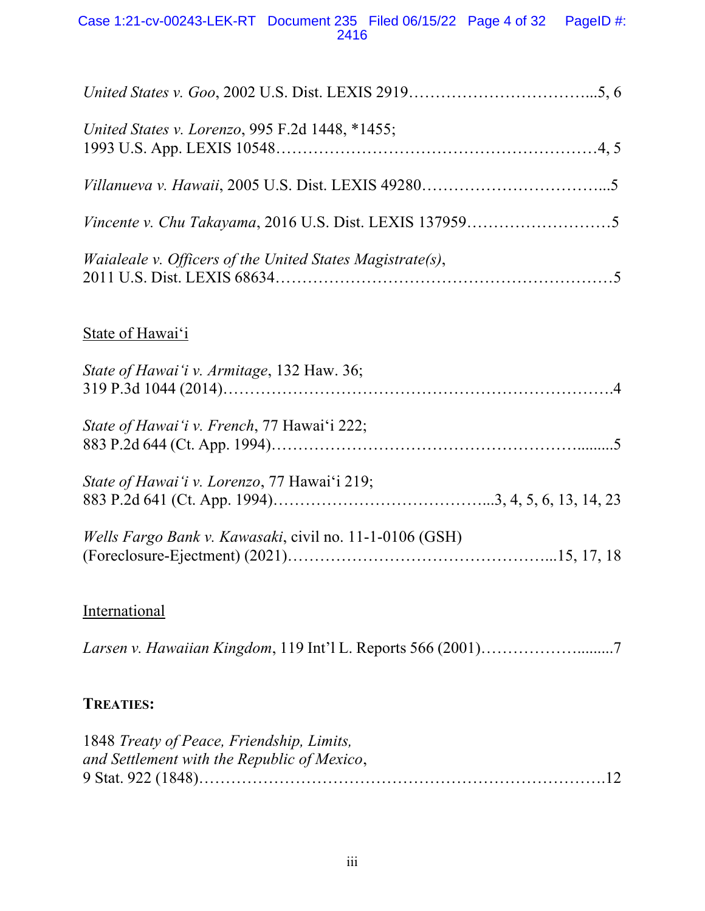*United States v. Goo*, 2002 U.S. Dist. LEXIS 2919……………………………...5, 6

*United States v. Lorenzo*, 995 F.2d 1448, *1455;
1993 U.S. App. LEXIS 10548……………………………………………………4, 5

*Villanueva v. Hawaii*, 2005 U.S. Dist. LEXIS 49280……………………………...5

*Vincente v. Chu Takayama*, 2016 U.S. Dist. LEXIS 137959………………………5

*Waialeale v. Officers of the United States Magistrate(s)*,
2011 U.S. Dist. LEXIS 68634……………………………………………………….5

State of Hawai'i

*State of Hawai'i v. Armitage*, 132 Haw. 36;
319 P.3d 1044 (2014)……………………………………………………………….4

*State of Hawai'i v. French*, 77 Hawai'i 222;
883 P.2d 644 (Ct. App. 1994)…………………………………………….........5

*State of Hawai'i v. Lorenzo*, 77 Hawai'i 219;
883 P.2d 641 (Ct. App. 1994)…………………………………...3, 4, 5, 6, 13, 14, 23

*Wells Fargo Bank v. Kawasaki*, civil no. 11-1-0106 (GSH)
(Foreclosure-Ejectment) (2021)…………………………………………...15, 17, 18

International

*Larsen v. Hawaiian Kingdom*, 119 Int'l L. Reports 566 (2001)……………….........7

**TREATIES:**

1848 *Treaty of Peace, Friendship, Limits,*
*and Settlement with the Republic of Mexico*,
9 Stat. 922 (1848)…………………………………………………………………12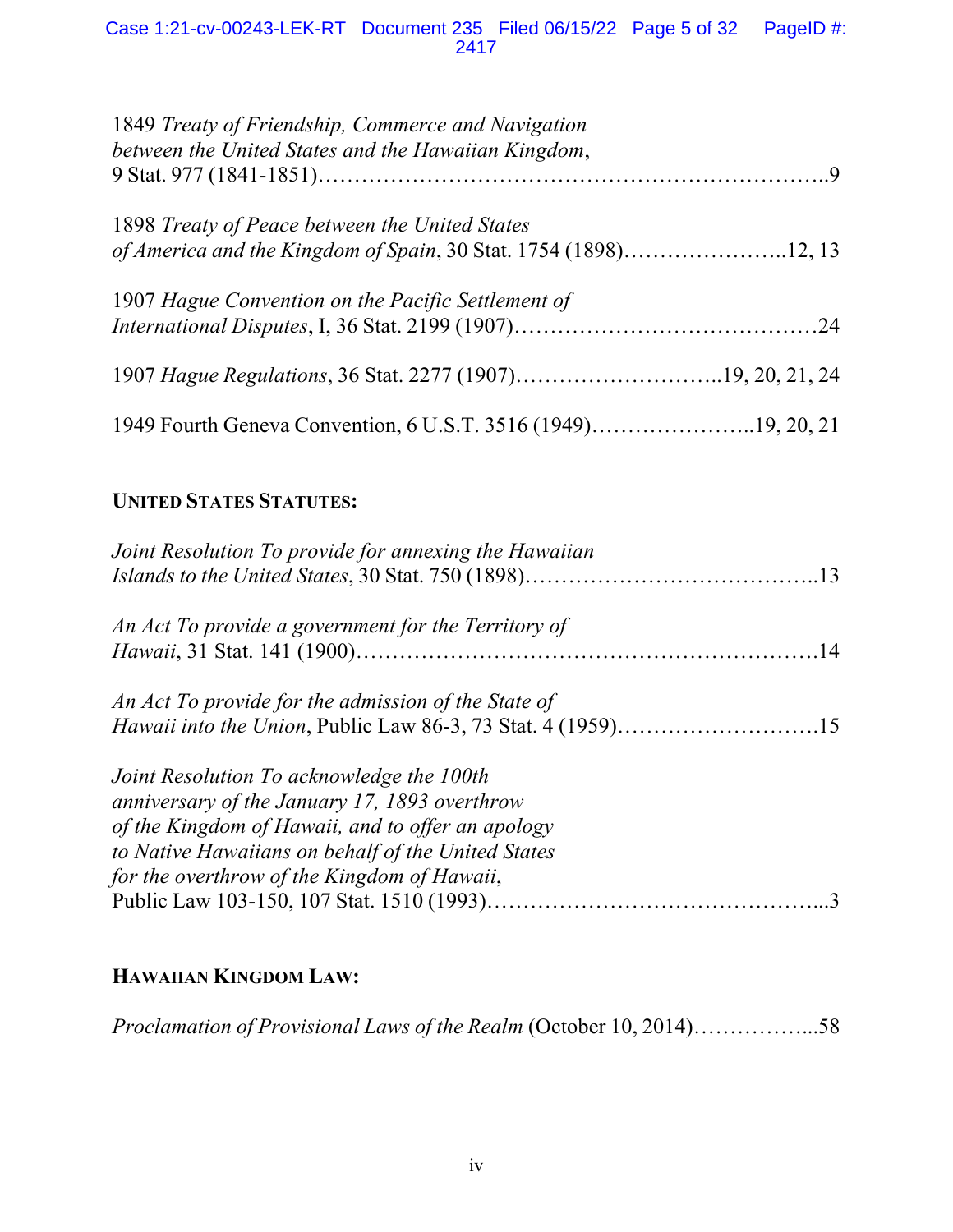1849 *Treaty of Friendship, Commerce and Navigation between the United States and the Hawaiian Kingdom*, 9 Stat. 977 (1841-1851)……………………………………………………………..9

1898 *Treaty of Peace between the United States of America and the Kingdom of Spain*, 30 Stat. 1754 (1898)…………………..12, 13

1907 *Hague Convention on the Pacific Settlement of International Disputes*, I, 36 Stat. 2199 (1907)……………………………………24

1907 *Hague Regulations*, 36 Stat. 2277 (1907)………………………..19, 20, 21, 24

1949 Fourth Geneva Convention, 6 U.S.T. 3516 (1949)…………………..19, 20, 21

**UNITED STATES STATUTES:**

*Joint Resolution To provide for annexing the Hawaiian Islands to the United States*, 30 Stat. 750 (1898)…………………………………..13

*An Act To provide a government for the Territory of Hawaii*, 31 Stat. 141 (1900)……………………………………………………14

*An Act To provide for the admission of the State of Hawaii into the Union*, Public Law 86-3, 73 Stat. 4 (1959)………………………15

*Joint Resolution To acknowledge the 100th anniversary of the January 17, 1893 overthrow of the Kingdom of Hawaii, and to offer an apology to Native Hawaiians on behalf of the United States for the overthrow of the Kingdom of Hawaii*, Public Law 103-150, 107 Stat. 1510 (1993)…………………………………...3

**HAWAIIAN KINGDOM LAW:**

*Proclamation of Provisional Laws of the Realm* (October 10, 2014)……………...58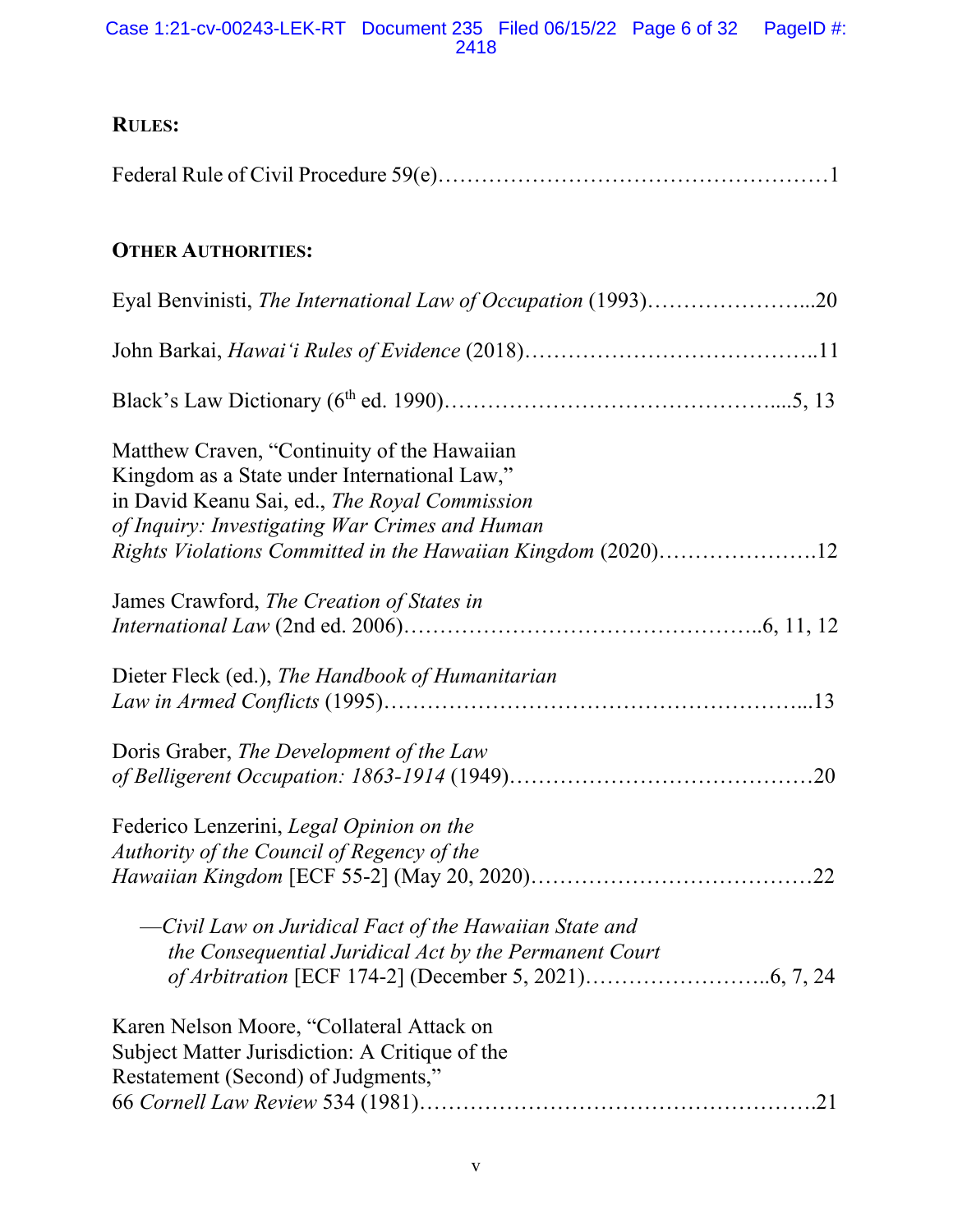**RULES:**

Federal Rule of Civil Procedure 59(e)……………………………………………1

**OTHER AUTHORITIES:**

Eyal Benvinisti, *The International Law of Occupation* (1993)…………………...20

John Barkai, *Hawai'i Rules of Evidence* (2018)………………………………..11

Black's Law Dictionary (6th ed. 1990)…………………………………….....5, 13

Matthew Craven, "Continuity of the Hawaiian Kingdom as a State under International Law," in David Keanu Sai, ed., *The Royal Commission of Inquiry: Investigating War Crimes and Human Rights Violations Committed in the Hawaiian Kingdom* (2020)………………….12

James Crawford, *The Creation of States in International Law* (2nd ed. 2006)…………………………………………..6, 11, 12

Dieter Fleck (ed.), *The Handbook of Humanitarian Law in Armed Conflicts* (1995)…………………………………………………...13

Doris Graber, *The Development of the Law of Belligerent Occupation: 1863-1914* (1949)……………………………………20

Federico Lenzerini, *Legal Opinion on the Authority of the Council of Regency of the Hawaiian Kingdom* [ECF 55-2] (May 20, 2020)…………………………………22

—*Civil Law on Juridical Fact of the Hawaiian State and the Consequential Juridical Act by the Permanent Court of Arbitration* [ECF 174-2] (December 5, 2021)……………………..6, 7, 24

Karen Nelson Moore, "Collateral Attack on Subject Matter Jurisdiction: A Critique of the Restatement (Second) of Judgments," 66 *Cornell Law Review* 534 (1981)……………………………………………….21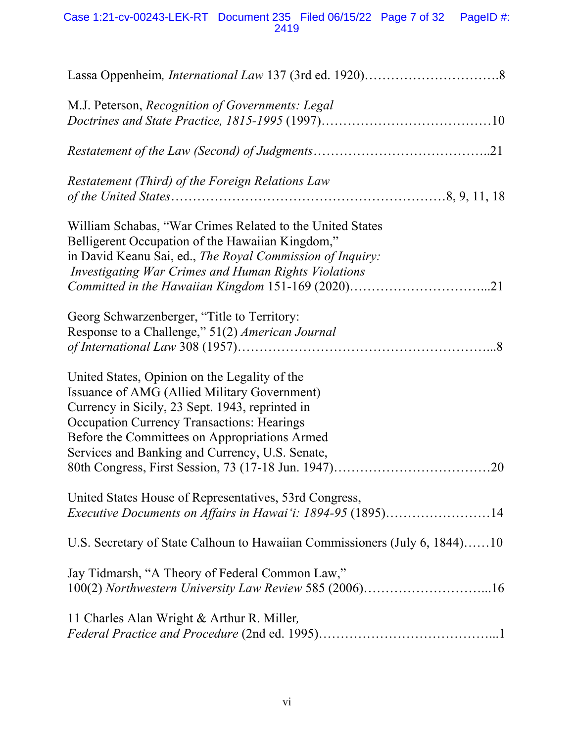Lassa Oppenheim, *International Law* 137 (3rd ed. 1920)……………………………8

M.J. Peterson, *Recognition of Governments: Legal Doctrines and State Practice, 1815-1995* (1997)…………………………………10

*Restatement of the Law (Second) of Judgments*…………………………………..21

*Restatement (Third) of the Foreign Relations Law of the United States*……………………………………………………8, 9, 11, 18

William Schabas, "War Crimes Related to the United States Belligerent Occupation of the Hawaiian Kingdom," in David Keanu Sai, ed., *The Royal Commission of Inquiry: Investigating War Crimes and Human Rights Violations Committed in the Hawaiian Kingdom* 151-169 (2020)…………………………...21

Georg Schwarzenberger, "Title to Territory: Response to a Challenge," 51(2) *American Journal of International Law* 308 (1957)…………………………………………………...8

United States, Opinion on the Legality of the Issuance of AMG (Allied Military Government) Currency in Sicily, 23 Sept. 1943, reprinted in Occupation Currency Transactions: Hearings Before the Committees on Appropriations Armed Services and Banking and Currency, U.S. Senate, 80th Congress, First Session, 73 (17-18 Jun. 1947)………………………………20

United States House of Representatives, 53rd Congress, *Executive Documents on Affairs in Hawai'i: 1894-95* (1895)……………………14

U.S. Secretary of State Calhoun to Hawaiian Commissioners (July 6, 1844)……10

Jay Tidmarsh, "A Theory of Federal Common Law," 100(2) *Northwestern University Law Review* 585 (2006)………………………...16

11 Charles Alan Wright & Arthur R. Miller, *Federal Practice and Procedure* (2nd ed. 1995)…………………………………...1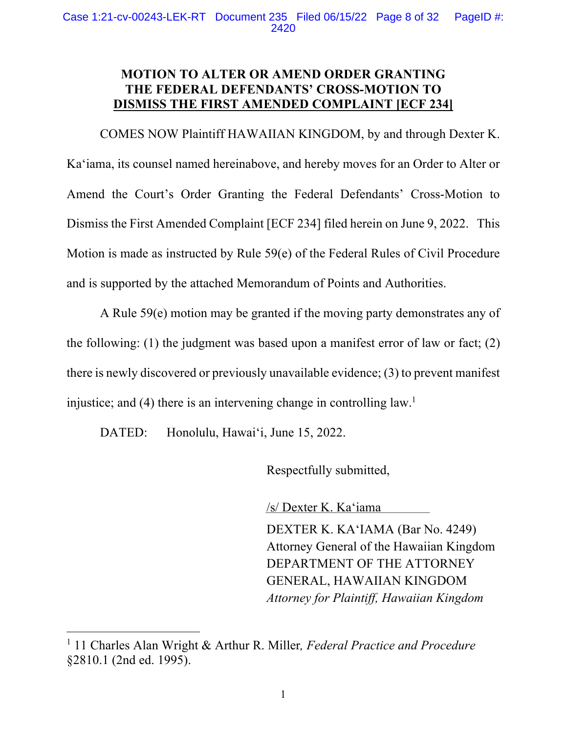## MOTION TO ALTER OR AMEND ORDER GRANTING THE FEDERAL DEFENDANTS' CROSS-MOTION TO DISMISS THE FIRST AMENDED COMPLAINT [ECF 234]

COMES NOW Plaintiff HAWAIIAN KINGDOM, by and through Dexter K. Ka'iama, its counsel named hereinabove, and hereby moves for an Order to Alter or Amend the Court's Order Granting the Federal Defendants' Cross-Motion to Dismiss the First Amended Complaint [ECF 234] filed herein on June 9, 2022. This Motion is made as instructed by Rule 59(e) of the Federal Rules of Civil Procedure and is supported by the attached Memorandum of Points and Authorities.

A Rule 59(e) motion may be granted if the moving party demonstrates any of the following: (1) the judgment was based upon a manifest error of law or fact; (2) there is newly discovered or previously unavailable evidence; (3) to prevent manifest injustice; and (4) there is an intervening change in controlling law.[1]

DATED: Honolulu, Hawai'i, June 15, 2022.

Respectfully submitted,

/s/ Dexter K. Ka'iama

DEXTER K. KA'IAMA (Bar No. 4249)
Attorney General of the Hawaiian Kingdom
DEPARTMENT OF THE ATTORNEY GENERAL, HAWAIIAN KINGDOM
*Attorney for Plaintiff, Hawaiian Kingdom*

---

[1] 11 Charles Alan Wright & Arthur R. Miller, *Federal Practice and Procedure* §2810.1 (2nd ed. 1995).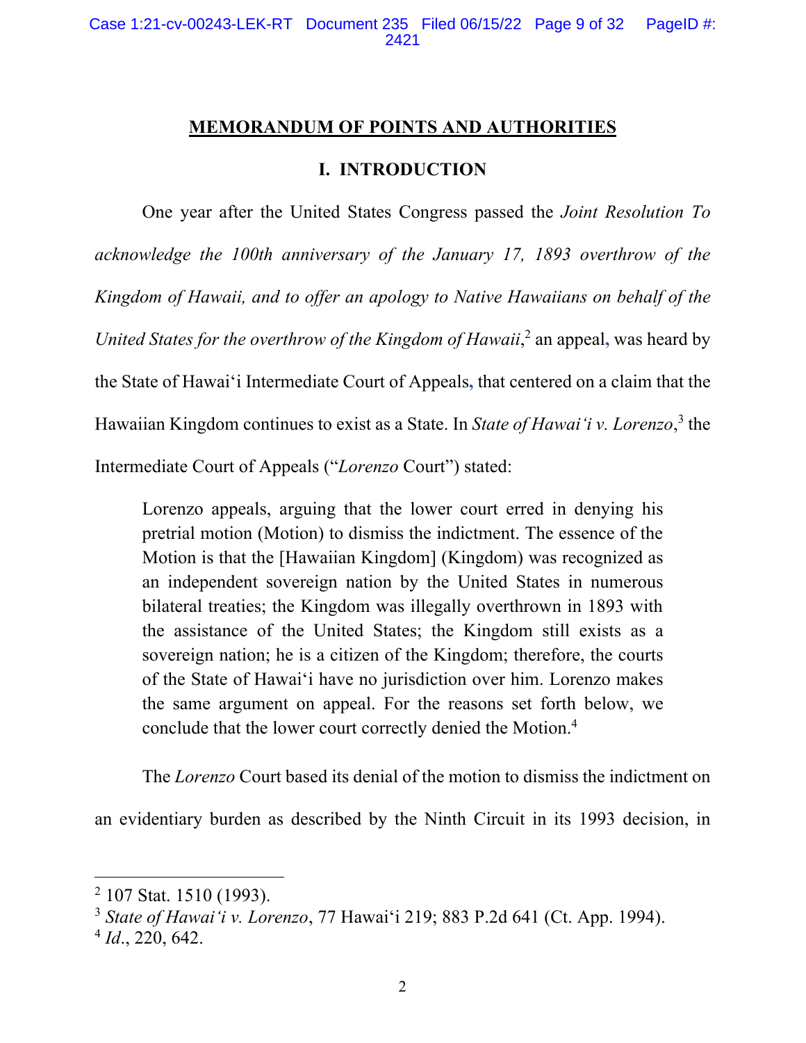## MEMORANDUM OF POINTS AND AUTHORITIES

### I. INTRODUCTION

One year after the United States Congress passed the *Joint Resolution To acknowledge the 100th anniversary of the January 17, 1893 overthrow of the Kingdom of Hawaii, and to offer an apology to Native Hawaiians on behalf of the United States for the overthrow of the Kingdom of Hawaii*,[2] an appeal, was heard by the State of Hawai'i Intermediate Court of Appeals, that centered on a claim that the Hawaiian Kingdom continues to exist as a State. In *State of Hawai'i v. Lorenzo*,[3] the Intermediate Court of Appeals ("*Lorenzo* Court") stated:

> Lorenzo appeals, arguing that the lower court erred in denying his pretrial motion (Motion) to dismiss the indictment. The essence of the Motion is that the [Hawaiian Kingdom] (Kingdom) was recognized as an independent sovereign nation by the United States in numerous bilateral treaties; the Kingdom was illegally overthrown in 1893 with the assistance of the United States; the Kingdom still exists as a sovereign nation; he is a citizen of the Kingdom; therefore, the courts of the State of Hawai'i have no jurisdiction over him. Lorenzo makes the same argument on appeal. For the reasons set forth below, we conclude that the lower court correctly denied the Motion.[4]

The *Lorenzo* Court based its denial of the motion to dismiss the indictment on an evidentiary burden as described by the Ninth Circuit in its 1993 decision, in

---

[2] 107 Stat. 1510 (1993).

[3] *State of Hawai'i v. Lorenzo*, 77 Hawai'i 219; 883 P.2d 641 (Ct. App. 1994).

[4] *Id*., 220, 642.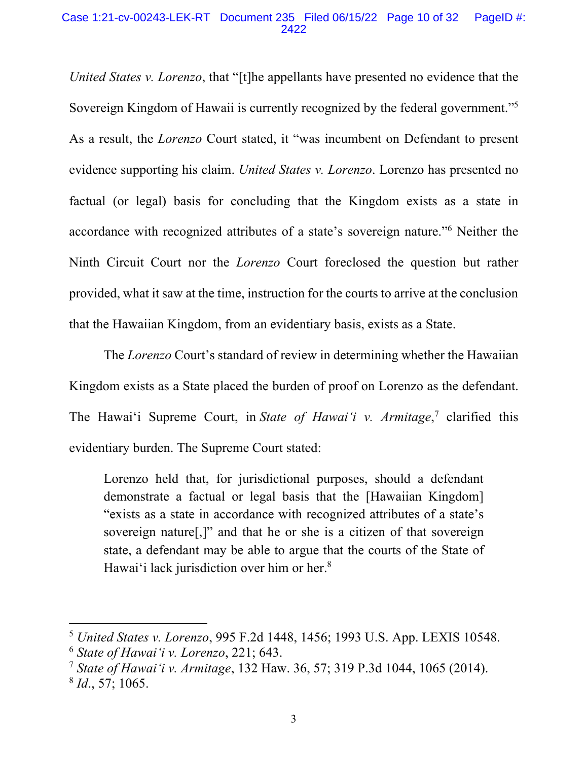*United States v. Lorenzo*, that "[t]he appellants have presented no evidence that the Sovereign Kingdom of Hawaii is currently recognized by the federal government."[5] As a result, the *Lorenzo* Court stated, it "was incumbent on Defendant to present evidence supporting his claim. *United States v. Lorenzo*. Lorenzo has presented no factual (or legal) basis for concluding that the Kingdom exists as a state in accordance with recognized attributes of a state's sovereign nature."[6] Neither the Ninth Circuit Court nor the *Lorenzo* Court foreclosed the question but rather provided, what it saw at the time, instruction for the courts to arrive at the conclusion that the Hawaiian Kingdom, from an evidentiary basis, exists as a State.

The *Lorenzo* Court's standard of review in determining whether the Hawaiian Kingdom exists as a State placed the burden of proof on Lorenzo as the defendant. The Hawai'i Supreme Court, in *State of Hawai'i v. Armitage*,[7] clarified this evidentiary burden. The Supreme Court stated:

> Lorenzo held that, for jurisdictional purposes, should a defendant demonstrate a factual or legal basis that the [Hawaiian Kingdom] "exists as a state in accordance with recognized attributes of a state's sovereign nature[,]" and that he or she is a citizen of that sovereign state, a defendant may be able to argue that the courts of the State of Hawai'i lack jurisdiction over him or her.[8]

---

[5] *United States v. Lorenzo*, 995 F.2d 1448, 1456; 1993 U.S. App. LEXIS 10548.

[6] *State of Hawai'i v. Lorenzo*, 221; 643.

[7] *State of Hawai'i v. Armitage*, 132 Haw. 36, 57; 319 P.3d 1044, 1065 (2014).

[8] *Id*., 57; 1065.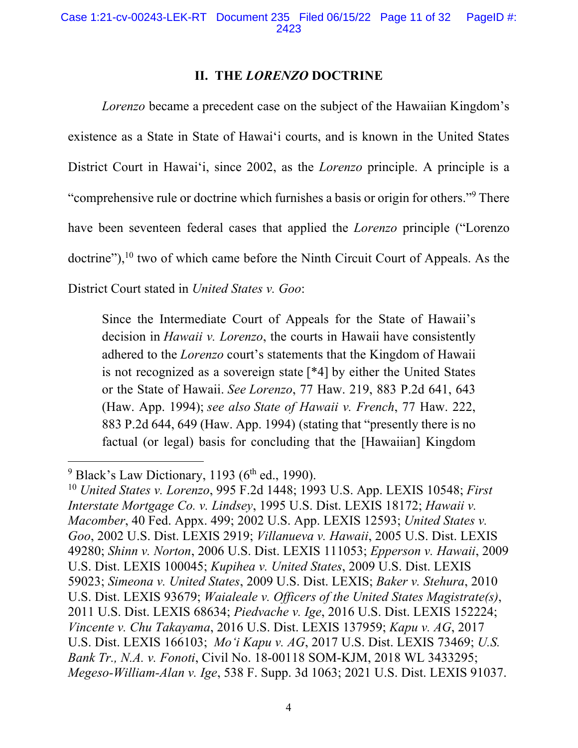## II. THE *LORENZO* DOCTRINE

*Lorenzo* became a precedent case on the subject of the Hawaiian Kingdom's existence as a State in State of Hawai'i courts, and is known in the United States District Court in Hawai'i, since 2002, as the *Lorenzo* principle. A principle is a "comprehensive rule or doctrine which furnishes a basis or origin for others."[9] There have been seventeen federal cases that applied the *Lorenzo* principle ("Lorenzo doctrine"),[10] two of which came before the Ninth Circuit Court of Appeals. As the District Court stated in *United States v. Goo*:

> Since the Intermediate Court of Appeals for the State of Hawaii's decision in *Hawaii v. Lorenzo*, the courts in Hawaii have consistently adhered to the *Lorenzo* court's statements that the Kingdom of Hawaii is not recognized as a sovereign state [*4] by either the United States or the State of Hawaii. *See Lorenzo*, 77 Haw. 219, 883 P.2d 641, 643 (Haw. App. 1994); *see also State of Hawaii v. French*, 77 Haw. 222, 883 P.2d 644, 649 (Haw. App. 1994) (stating that "presently there is no factual (or legal) basis for concluding that the [Hawaiian] Kingdom

---

[9] Black's Law Dictionary, 1193 (6th ed., 1990).

[10] *United States v. Lorenzo*, 995 F.2d 1448; 1993 U.S. App. LEXIS 10548; *First Interstate Mortgage Co. v. Lindsey*, 1995 U.S. Dist. LEXIS 18172; *Hawaii v. Macomber*, 40 Fed. Appx. 499; 2002 U.S. App. LEXIS 12593; *United States v. Goo*, 2002 U.S. Dist. LEXIS 2919; *Villanueva v. Hawaii*, 2005 U.S. Dist. LEXIS 49280; *Shinn v. Norton*, 2006 U.S. Dist. LEXIS 111053; *Epperson v. Hawaii*, 2009 U.S. Dist. LEXIS 100045; *Kupihea v. United States*, 2009 U.S. Dist. LEXIS 59023; *Simeona v. United States*, 2009 U.S. Dist. LEXIS; *Baker v. Stehura*, 2010 U.S. Dist. LEXIS 93679; *Waialeale v. Officers of the United States Magistrate(s)*, 2011 U.S. Dist. LEXIS 68634; *Piedvache v. Ige*, 2016 U.S. Dist. LEXIS 152224; *Vincente v. Chu Takayama*, 2016 U.S. Dist. LEXIS 137959; *Kapu v. AG*, 2017 U.S. Dist. LEXIS 166103; *Mo'i Kapu v. AG*, 2017 U.S. Dist. LEXIS 73469; *U.S. Bank Tr., N.A. v. Fonoti*, Civil No. 18-00118 SOM-KJM, 2018 WL 3433295; *Megeso-William-Alan v. Ige*, 538 F. Supp. 3d 1063; 2021 U.S. Dist. LEXIS 91037.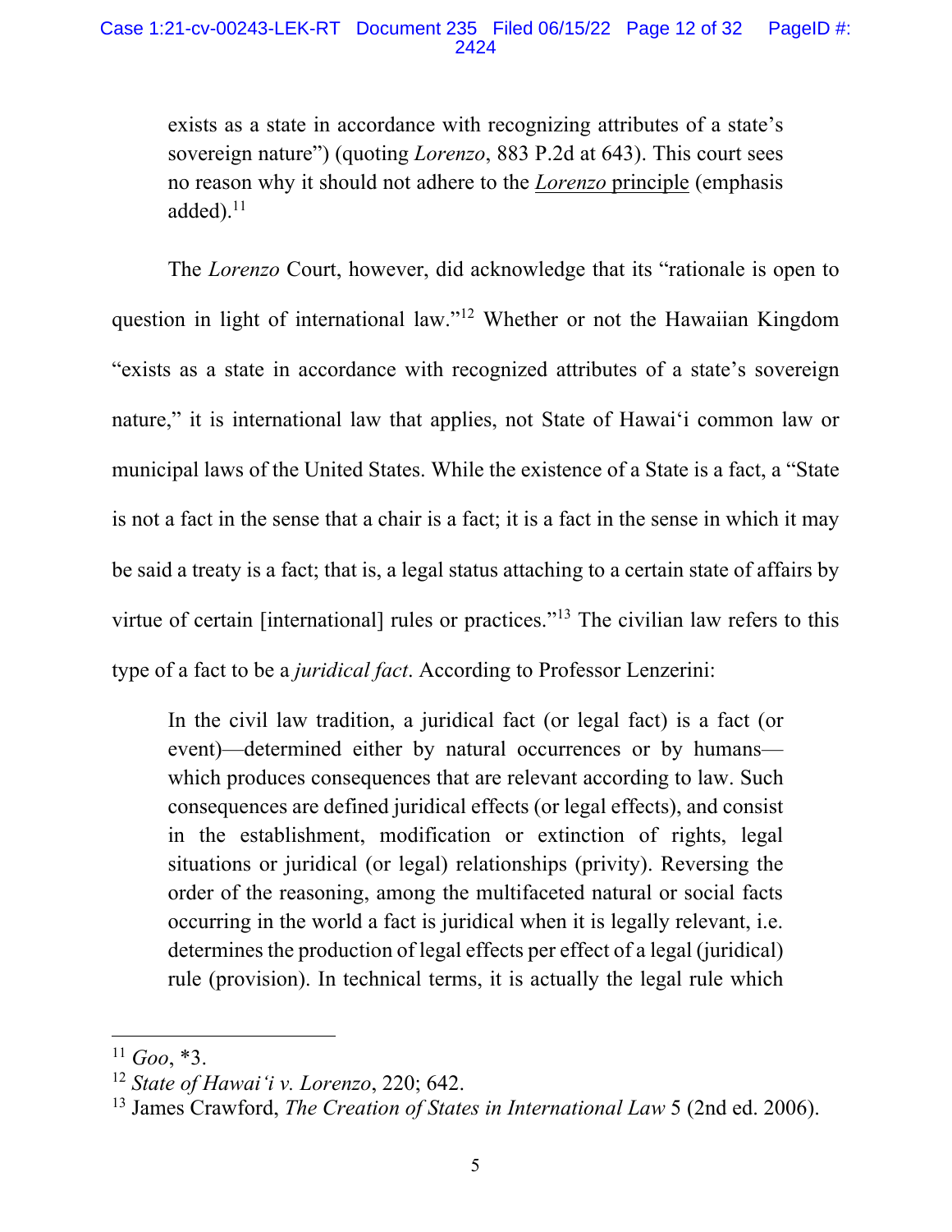> exists as a state in accordance with recognizing attributes of a state's sovereign nature") (quoting *Lorenzo*, 883 P.2d at 643). This court sees no reason why it should not adhere to the *Lorenzo* principle (emphasis added).[11]

The *Lorenzo* Court, however, did acknowledge that its "rationale is open to question in light of international law."[12] Whether or not the Hawaiian Kingdom "exists as a state in accordance with recognized attributes of a state's sovereign nature," it is international law that applies, not State of Hawai'i common law or municipal laws of the United States. While the existence of a State is a fact, a "State is not a fact in the sense that a chair is a fact; it is a fact in the sense in which it may be said a treaty is a fact; that is, a legal status attaching to a certain state of affairs by virtue of certain [international] rules or practices."[13] The civilian law refers to this type of a fact to be a *juridical fact*. According to Professor Lenzerini:

> In the civil law tradition, a juridical fact (or legal fact) is a fact (or event)—determined either by natural occurrences or by humans—which produces consequences that are relevant according to law. Such consequences are defined juridical effects (or legal effects), and consist in the establishment, modification or extinction of rights, legal situations or juridical (or legal) relationships (privity). Reversing the order of the reasoning, among the multifaceted natural or social facts occurring in the world a fact is juridical when it is legally relevant, i.e. determines the production of legal effects per effect of a legal (juridical) rule (provision). In technical terms, it is actually the legal rule which

---

[11] *Goo*, *3.

[12] *State of Hawai'i v. Lorenzo*, 220; 642.

[13] James Crawford, *The Creation of States in International Law* 5 (2nd ed. 2006).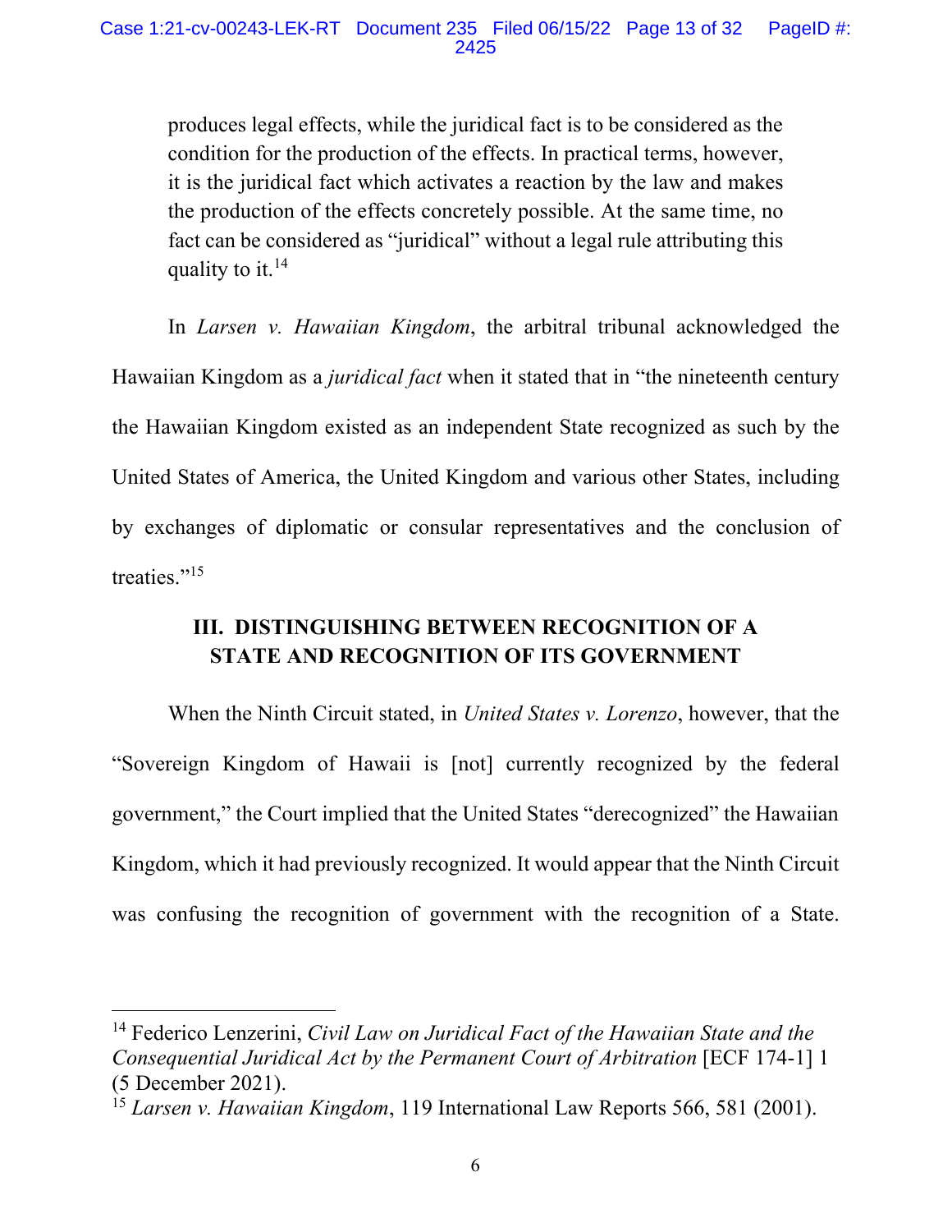> produces legal effects, while the juridical fact is to be considered as the condition for the production of the effects. In practical terms, however, it is the juridical fact which activates a reaction by the law and makes the production of the effects concretely possible. At the same time, no fact can be considered as "juridical" without a legal rule attributing this quality to it.[14]

In *Larsen v. Hawaiian Kingdom*, the arbitral tribunal acknowledged the Hawaiian Kingdom as a *juridical fact* when it stated that in "the nineteenth century the Hawaiian Kingdom existed as an independent State recognized as such by the United States of America, the United Kingdom and various other States, including by exchanges of diplomatic or consular representatives and the conclusion of treaties."[15]

## III. DISTINGUISHING BETWEEN RECOGNITION OF A STATE AND RECOGNITION OF ITS GOVERNMENT

When the Ninth Circuit stated, in *United States v. Lorenzo*, however, that the "Sovereign Kingdom of Hawaii is [not] currently recognized by the federal government," the Court implied that the United States "derecognized" the Hawaiian Kingdom, which it had previously recognized. It would appear that the Ninth Circuit was confusing the recognition of government with the recognition of a State.

---

[14] Federico Lenzerini, *Civil Law on Juridical Fact of the Hawaiian State and the Consequential Juridical Act by the Permanent Court of Arbitration* [ECF 174-1] 1 (5 December 2021).

[15] *Larsen v. Hawaiian Kingdom*, 119 International Law Reports 566, 581 (2001).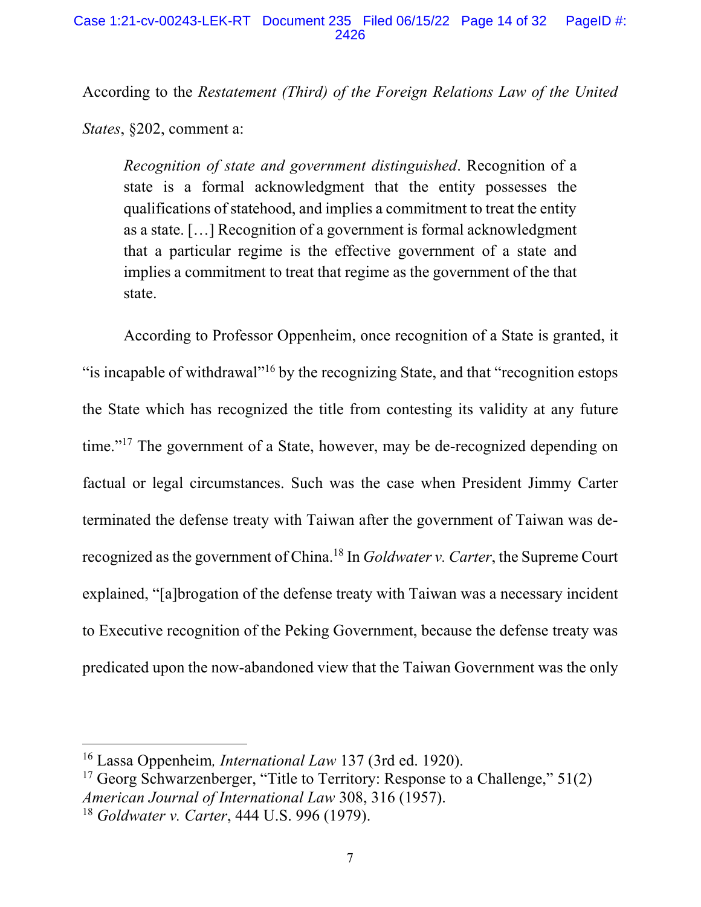According to the *Restatement (Third) of the Foreign Relations Law of the United States*, §202, comment a:

> *Recognition of state and government distinguished*. Recognition of a state is a formal acknowledgment that the entity possesses the qualifications of statehood, and implies a commitment to treat the entity as a state. […] Recognition of a government is formal acknowledgment that a particular regime is the effective government of a state and implies a commitment to treat that regime as the government of the that state.

According to Professor Oppenheim, once recognition of a State is granted, it "is incapable of withdrawal"[16] by the recognizing State, and that "recognition estops the State which has recognized the title from contesting its validity at any future time."[17] The government of a State, however, may be de-recognized depending on factual or legal circumstances. Such was the case when President Jimmy Carter terminated the defense treaty with Taiwan after the government of Taiwan was de-recognized as the government of China.[18] In *Goldwater v. Carter*, the Supreme Court explained, "[a]brogation of the defense treaty with Taiwan was a necessary incident to Executive recognition of the Peking Government, because the defense treaty was predicated upon the now-abandoned view that the Taiwan Government was the only

---

[16] Lassa Oppenheim*, International Law* 137 (3rd ed. 1920).

[17] Georg Schwarzenberger, "Title to Territory: Response to a Challenge," 51(2) *American Journal of International Law* 308, 316 (1957).

[18] *Goldwater v. Carter*, 444 U.S. 996 (1979).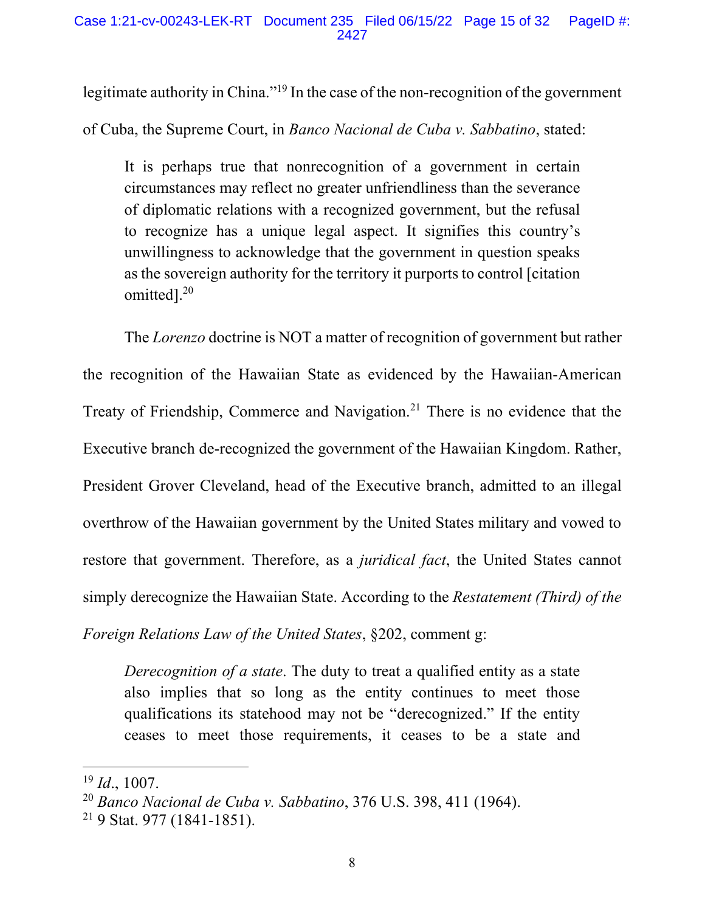legitimate authority in China."[19] In the case of the non-recognition of the government of Cuba, the Supreme Court, in *Banco Nacional de Cuba v. Sabbatino*, stated:

> It is perhaps true that nonrecognition of a government in certain circumstances may reflect no greater unfriendliness than the severance of diplomatic relations with a recognized government, but the refusal to recognize has a unique legal aspect. It signifies this country's unwillingness to acknowledge that the government in question speaks as the sovereign authority for the territory it purports to control [citation omitted].[20]

The *Lorenzo* doctrine is NOT a matter of recognition of government but rather the recognition of the Hawaiian State as evidenced by the Hawaiian-American Treaty of Friendship, Commerce and Navigation.[21] There is no evidence that the Executive branch de-recognized the government of the Hawaiian Kingdom. Rather, President Grover Cleveland, head of the Executive branch, admitted to an illegal overthrow of the Hawaiian government by the United States military and vowed to restore that government. Therefore, as a *juridical fact*, the United States cannot simply derecognize the Hawaiian State. According to the *Restatement (Third) of the Foreign Relations Law of the United States*, §202, comment g:

> *Derecognition of a state*. The duty to treat a qualified entity as a state also implies that so long as the entity continues to meet those qualifications its statehood may not be "derecognized." If the entity ceases to meet those requirements, it ceases to be a state and

---

[19] *Id*., 1007.

[20] *Banco Nacional de Cuba v. Sabbatino*, 376 U.S. 398, 411 (1964).

[21] 9 Stat. 977 (1841-1851).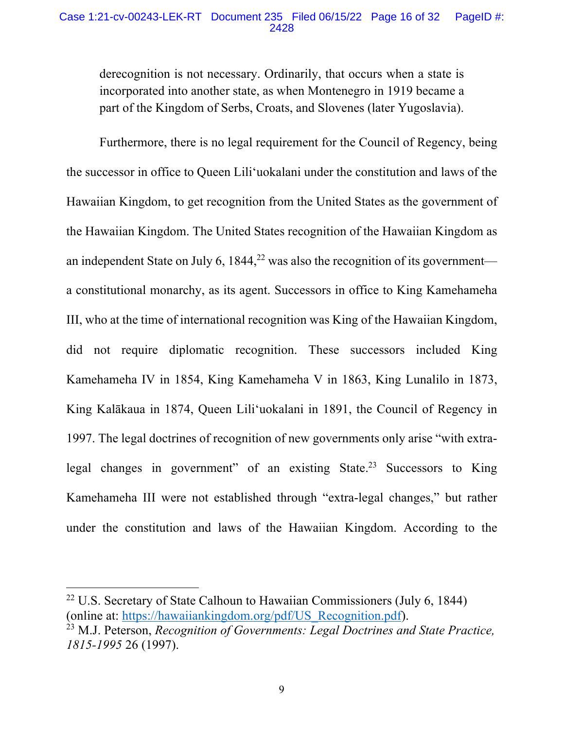> derecognition is not necessary. Ordinarily, that occurs when a state is incorporated into another state, as when Montenegro in 1919 became a part of the Kingdom of Serbs, Croats, and Slovenes (later Yugoslavia).

Furthermore, there is no legal requirement for the Council of Regency, being the successor in office to Queen Liliʻuokalani under the constitution and laws of the Hawaiian Kingdom, to get recognition from the United States as the government of the Hawaiian Kingdom. The United States recognition of the Hawaiian Kingdom as an independent State on July 6, 1844,[22] was also the recognition of its government—a constitutional monarchy, as its agent. Successors in office to King Kamehameha III, who at the time of international recognition was King of the Hawaiian Kingdom, did not require diplomatic recognition. These successors included King Kamehameha IV in 1854, King Kamehameha V in 1863, King Lunalilo in 1873, King Kalākaua in 1874, Queen Liliʻuokalani in 1891, the Council of Regency in 1997. The legal doctrines of recognition of new governments only arise "with extra-legal changes in government" of an existing State.[23] Successors to King Kamehameha III were not established through "extra-legal changes," but rather under the constitution and laws of the Hawaiian Kingdom. According to the

---

[22] U.S. Secretary of State Calhoun to Hawaiian Commissioners (July 6, 1844) (online at: [https://hawaiiankingdom.org/pdf/US_Recognition.pdf](https://hawaiiankingdom.org/pdf/US_Recognition.pdf)).

[23] M.J. Peterson, *Recognition of Governments: Legal Doctrines and State Practice, 1815-1995* 26 (1997).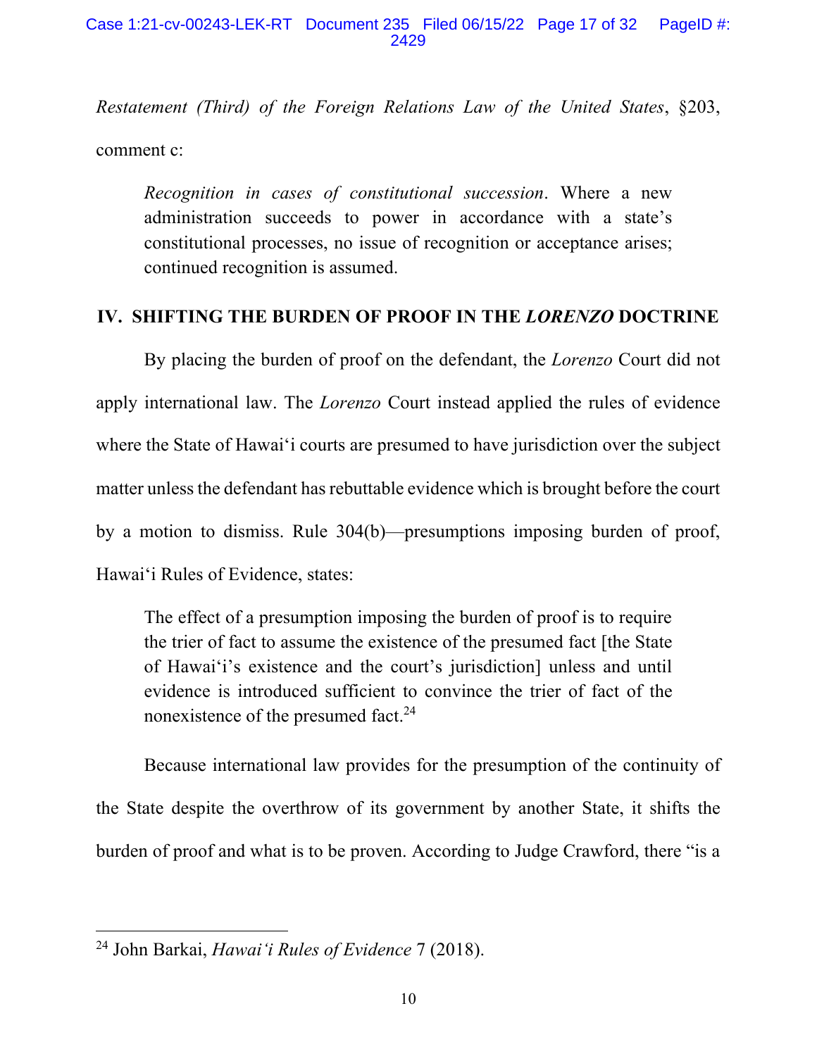*Restatement (Third) of the Foreign Relations Law of the United States*, §203, comment c:

> *Recognition in cases of constitutional succession*. Where a new administration succeeds to power in accordance with a state's constitutional processes, no issue of recognition or acceptance arises; continued recognition is assumed.

## IV. SHIFTING THE BURDEN OF PROOF IN THE *LORENZO* DOCTRINE

By placing the burden of proof on the defendant, the *Lorenzo* Court did not apply international law. The *Lorenzo* Court instead applied the rules of evidence where the State of Hawai'i courts are presumed to have jurisdiction over the subject matter unless the defendant has rebuttable evidence which is brought before the court by a motion to dismiss. Rule 304(b)—presumptions imposing burden of proof, Hawai'i Rules of Evidence, states:

> The effect of a presumption imposing the burden of proof is to require the trier of fact to assume the existence of the presumed fact [the State of Hawai'i's existence and the court's jurisdiction] unless and until evidence is introduced sufficient to convince the trier of fact of the nonexistence of the presumed fact.[24]

Because international law provides for the presumption of the continuity of the State despite the overthrow of its government by another State, it shifts the burden of proof and what is to be proven. According to Judge Crawford, there "is a

---

[24] John Barkai, *Hawai'i Rules of Evidence* 7 (2018).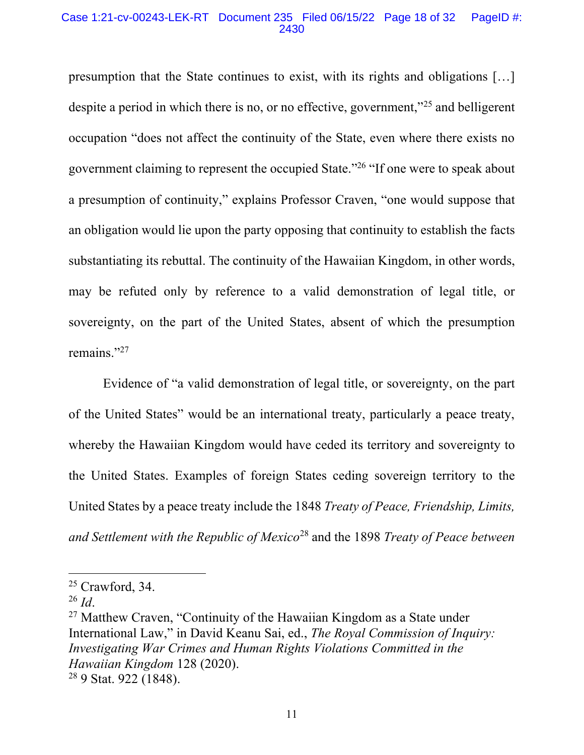presumption that the State continues to exist, with its rights and obligations […] despite a period in which there is no, or no effective, government,"[25] and belligerent occupation "does not affect the continuity of the State, even where there exists no government claiming to represent the occupied State."[26] "If one were to speak about a presumption of continuity," explains Professor Craven, "one would suppose that an obligation would lie upon the party opposing that continuity to establish the facts substantiating its rebuttal. The continuity of the Hawaiian Kingdom, in other words, may be refuted only by reference to a valid demonstration of legal title, or sovereignty, on the part of the United States, absent of which the presumption remains."[27]

Evidence of "a valid demonstration of legal title, or sovereignty, on the part of the United States" would be an international treaty, particularly a peace treaty, whereby the Hawaiian Kingdom would have ceded its territory and sovereignty to the United States. Examples of foreign States ceding sovereign territory to the United States by a peace treaty include the 1848 *Treaty of Peace, Friendship, Limits, and Settlement with the Republic of Mexico*[28] and the 1898 *Treaty of Peace between*

---

[25] Crawford, 34.

[26] *Id*.

[27] Matthew Craven, "Continuity of the Hawaiian Kingdom as a State under International Law," in David Keanu Sai, ed., *The Royal Commission of Inquiry: Investigating War Crimes and Human Rights Violations Committed in the Hawaiian Kingdom* 128 (2020).

[28] 9 Stat. 922 (1848).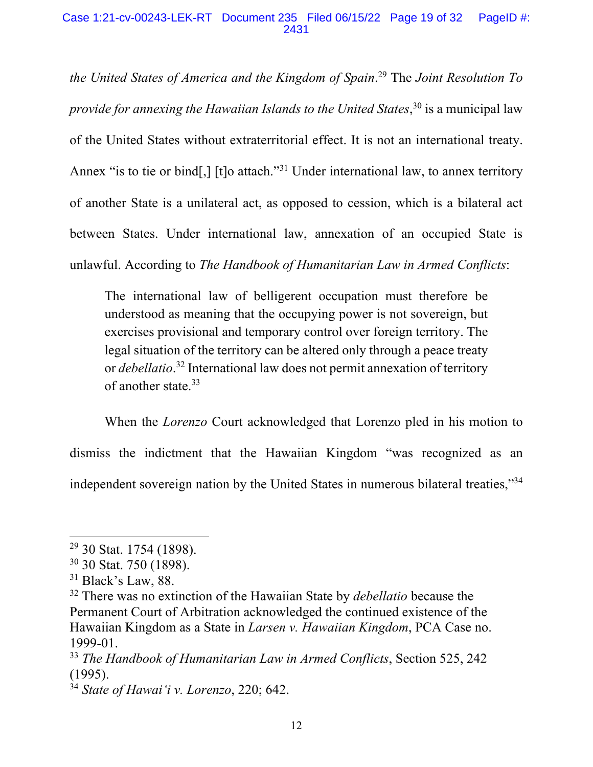*the United States of America and the Kingdom of Spain*.[29] The *Joint Resolution To provide for annexing the Hawaiian Islands to the United States*,[30] is a municipal law of the United States without extraterritorial effect. It is not an international treaty. Annex "is to tie or bind[,] [t]o attach."[31] Under international law, to annex territory of another State is a unilateral act, as opposed to cession, which is a bilateral act between States. Under international law, annexation of an occupied State is unlawful. According to *The Handbook of Humanitarian Law in Armed Conflicts*:

> The international law of belligerent occupation must therefore be understood as meaning that the occupying power is not sovereign, but exercises provisional and temporary control over foreign territory. The legal situation of the territory can be altered only through a peace treaty or *debellatio*.[32] International law does not permit annexation of territory of another state.[33]

When the *Lorenzo* Court acknowledged that Lorenzo pled in his motion to dismiss the indictment that the Hawaiian Kingdom "was recognized as an independent sovereign nation by the United States in numerous bilateral treaties,"[34]

---

[29] 30 Stat. 1754 (1898).

[30] 30 Stat. 750 (1898).

[31] Black's Law, 88.

[32] There was no extinction of the Hawaiian State by *debellatio* because the Permanent Court of Arbitration acknowledged the continued existence of the Hawaiian Kingdom as a State in *Larsen v. Hawaiian Kingdom*, PCA Case no. 1999-01.

[33] *The Handbook of Humanitarian Law in Armed Conflicts*, Section 525, 242 (1995).

[34] *State of Hawai'i v. Lorenzo*, 220; 642.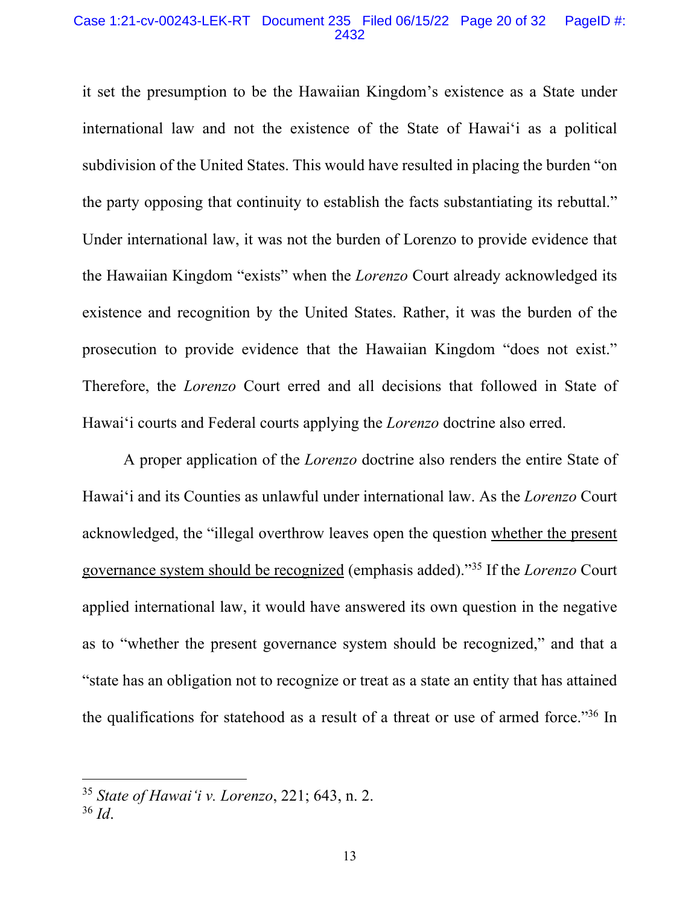it set the presumption to be the Hawaiian Kingdom's existence as a State under international law and not the existence of the State of Hawai'i as a political subdivision of the United States. This would have resulted in placing the burden "on the party opposing that continuity to establish the facts substantiating its rebuttal." Under international law, it was not the burden of Lorenzo to provide evidence that the Hawaiian Kingdom "exists" when the *Lorenzo* Court already acknowledged its existence and recognition by the United States. Rather, it was the burden of the prosecution to provide evidence that the Hawaiian Kingdom "does not exist." Therefore, the *Lorenzo* Court erred and all decisions that followed in State of Hawai'i courts and Federal courts applying the *Lorenzo* doctrine also erred.

A proper application of the *Lorenzo* doctrine also renders the entire State of Hawai'i and its Counties as unlawful under international law. As the *Lorenzo* Court acknowledged, the "illegal overthrow leaves open the question <u>whether the present governance system should be recognized</u> (emphasis added)."[35] If the *Lorenzo* Court applied international law, it would have answered its own question in the negative as to "whether the present governance system should be recognized," and that a "state has an obligation not to recognize or treat as a state an entity that has attained the qualifications for statehood as a result of a threat or use of armed force."[36] In

---

[35] *State of Hawai'i v. Lorenzo*, 221; 643, n. 2.

[36] *Id*.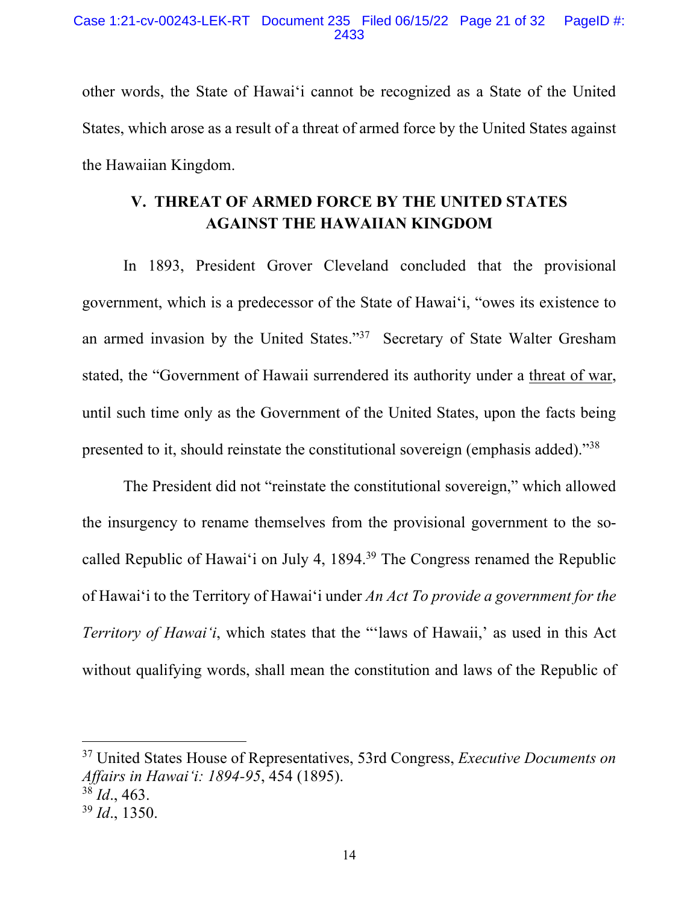other words, the State of Hawaiʻi cannot be recognized as a State of the United States, which arose as a result of a threat of armed force by the United States against the Hawaiian Kingdom.

## V. THREAT OF ARMED FORCE BY THE UNITED STATES AGAINST THE HAWAIIAN KINGDOM

In 1893, President Grover Cleveland concluded that the provisional government, which is a predecessor of the State of Hawaiʻi, "owes its existence to an armed invasion by the United States."[37] Secretary of State Walter Gresham stated, the "Government of Hawaii surrendered its authority under a <u>threat of war</u>, until such time only as the Government of the United States, upon the facts being presented to it, should reinstate the constitutional sovereign (emphasis added)."[38]

The President did not "reinstate the constitutional sovereign," which allowed the insurgency to rename themselves from the provisional government to the so-called Republic of Hawaiʻi on July 4, 1894.[39] The Congress renamed the Republic of Hawaiʻi to the Territory of Hawaiʻi under *An Act To provide a government for the Territory of Hawaiʻi*, which states that the "'laws of Hawaii,' as used in this Act without qualifying words, shall mean the constitution and laws of the Republic of

---

[37] United States House of Representatives, 53rd Congress, *Executive Documents on Affairs in Hawaiʻi: 1894-95*, 454 (1895).

[38] *Id*., 463.

[39] *Id*., 1350.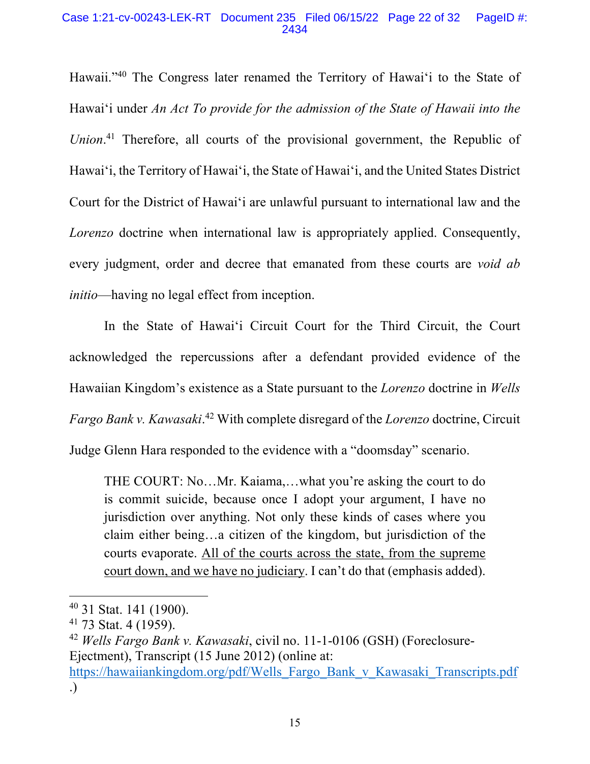Hawaii."[40] The Congress later renamed the Territory of Hawai‘i to the State of Hawai‘i under *An Act To provide for the admission of the State of Hawaii into the Union*.[41] Therefore, all courts of the provisional government, the Republic of Hawai‘i, the Territory of Hawai‘i, the State of Hawai‘i, and the United States District Court for the District of Hawai‘i are unlawful pursuant to international law and the *Lorenzo* doctrine when international law is appropriately applied. Consequently, every judgment, order and decree that emanated from these courts are *void ab initio*—having no legal effect from inception.

In the State of Hawai‘i Circuit Court for the Third Circuit, the Court acknowledged the repercussions after a defendant provided evidence of the Hawaiian Kingdom's existence as a State pursuant to the *Lorenzo* doctrine in *Wells Fargo Bank v. Kawasaki*.[42] With complete disregard of the *Lorenzo* doctrine, Circuit Judge Glenn Hara responded to the evidence with a "doomsday" scenario.

> THE COURT: No…Mr. Kaiama,…what you're asking the court to do is commit suicide, because once I adopt your argument, I have no jurisdiction over anything. Not only these kinds of cases where you claim either being…a citizen of the kingdom, but jurisdiction of the courts evaporate. <u>All of the courts across the state, from the supreme court down, and we have no judiciary</u>. I can't do that (emphasis added).

---

[40] 31 Stat. 141 (1900).

[41] 73 Stat. 4 (1959).

[42] *Wells Fargo Bank v. Kawasaki*, civil no. 11-1-0106 (GSH) (Foreclosure-Ejectment), Transcript (15 June 2012) (online at: https://hawaiiankingdom.org/pdf/Wells_Fargo_Bank_v_Kawasaki_Transcripts.pdf.)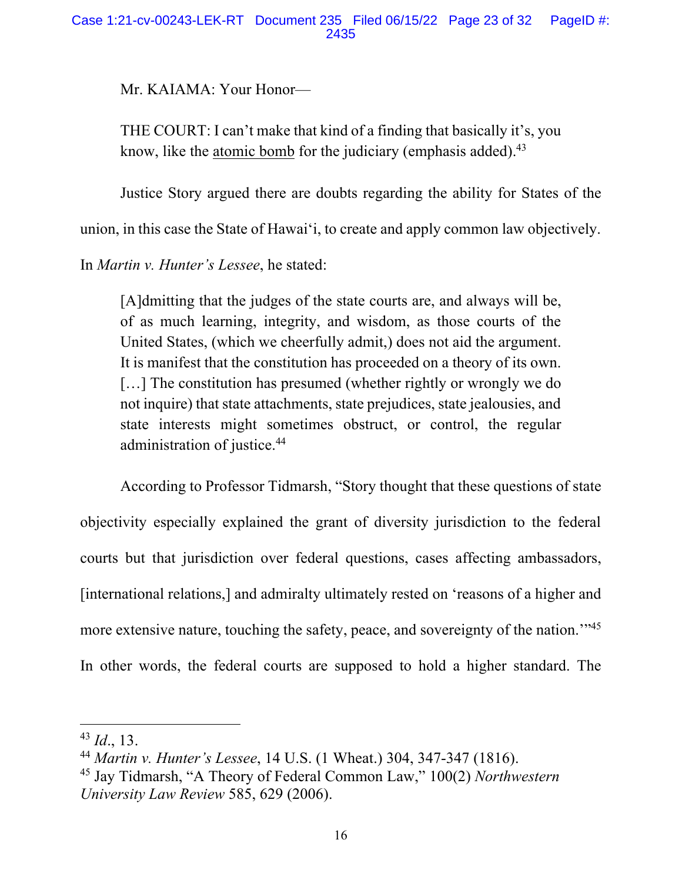Mr. KAIAMA: Your Honor—

THE COURT: I can't make that kind of a finding that basically it's, you know, like the <u>atomic bomb</u> for the judiciary (emphasis added).[43]

Justice Story argued there are doubts regarding the ability for States of the union, in this case the State of Hawai'i, to create and apply common law objectively. In *Martin v. Hunter's Lessee*, he stated:

> [A]dmitting that the judges of the state courts are, and always will be, of as much learning, integrity, and wisdom, as those courts of the United States, (which we cheerfully admit,) does not aid the argument. It is manifest that the constitution has proceeded on a theory of its own. […] The constitution has presumed (whether rightly or wrongly we do not inquire) that state attachments, state prejudices, state jealousies, and state interests might sometimes obstruct, or control, the regular administration of justice.[44]

According to Professor Tidmarsh, "Story thought that these questions of state objectivity especially explained the grant of diversity jurisdiction to the federal courts but that jurisdiction over federal questions, cases affecting ambassadors, [international relations,] and admiralty ultimately rested on 'reasons of a higher and more extensive nature, touching the safety, peace, and sovereignty of the nation.'"[45] In other words, the federal courts are supposed to hold a higher standard. The

---

[43] *Id*., 13.

[44] *Martin v. Hunter's Lessee*, 14 U.S. (1 Wheat.) 304, 347-347 (1816).

[45] Jay Tidmarsh, "A Theory of Federal Common Law," 100(2) *Northwestern University Law Review* 585, 629 (2006).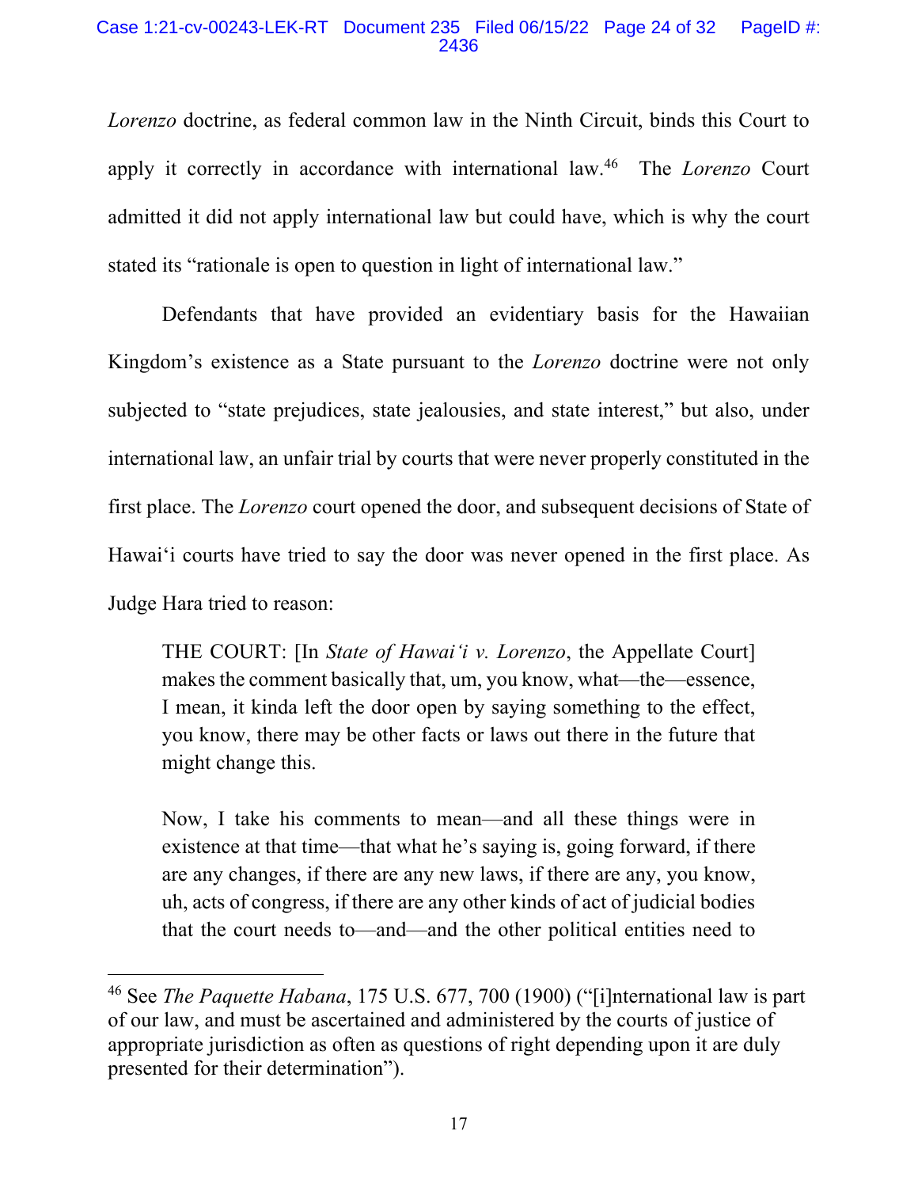*Lorenzo* doctrine, as federal common law in the Ninth Circuit, binds this Court to apply it correctly in accordance with international law.[46] The *Lorenzo* Court admitted it did not apply international law but could have, which is why the court stated its "rationale is open to question in light of international law."

Defendants that have provided an evidentiary basis for the Hawaiian Kingdom's existence as a State pursuant to the *Lorenzo* doctrine were not only subjected to "state prejudices, state jealousies, and state interest," but also, under international law, an unfair trial by courts that were never properly constituted in the first place. The *Lorenzo* court opened the door, and subsequent decisions of State of Hawai'i courts have tried to say the door was never opened in the first place. As Judge Hara tried to reason:

> THE COURT: [In *State of Hawai'i v. Lorenzo*, the Appellate Court] makes the comment basically that, um, you know, what—the—essence, I mean, it kinda left the door open by saying something to the effect, you know, there may be other facts or laws out there in the future that might change this.
>
> Now, I take his comments to mean—and all these things were in existence at that time—that what he's saying is, going forward, if there are any changes, if there are any new laws, if there are any, you know, uh, acts of congress, if there are any other kinds of act of judicial bodies that the court needs to—and—and the other political entities need to

---

[46] See *The Paquette Habana*, 175 U.S. 677, 700 (1900) ("[i]nternational law is part of our law, and must be ascertained and administered by the courts of justice of appropriate jurisdiction as often as questions of right depending upon it are duly presented for their determination").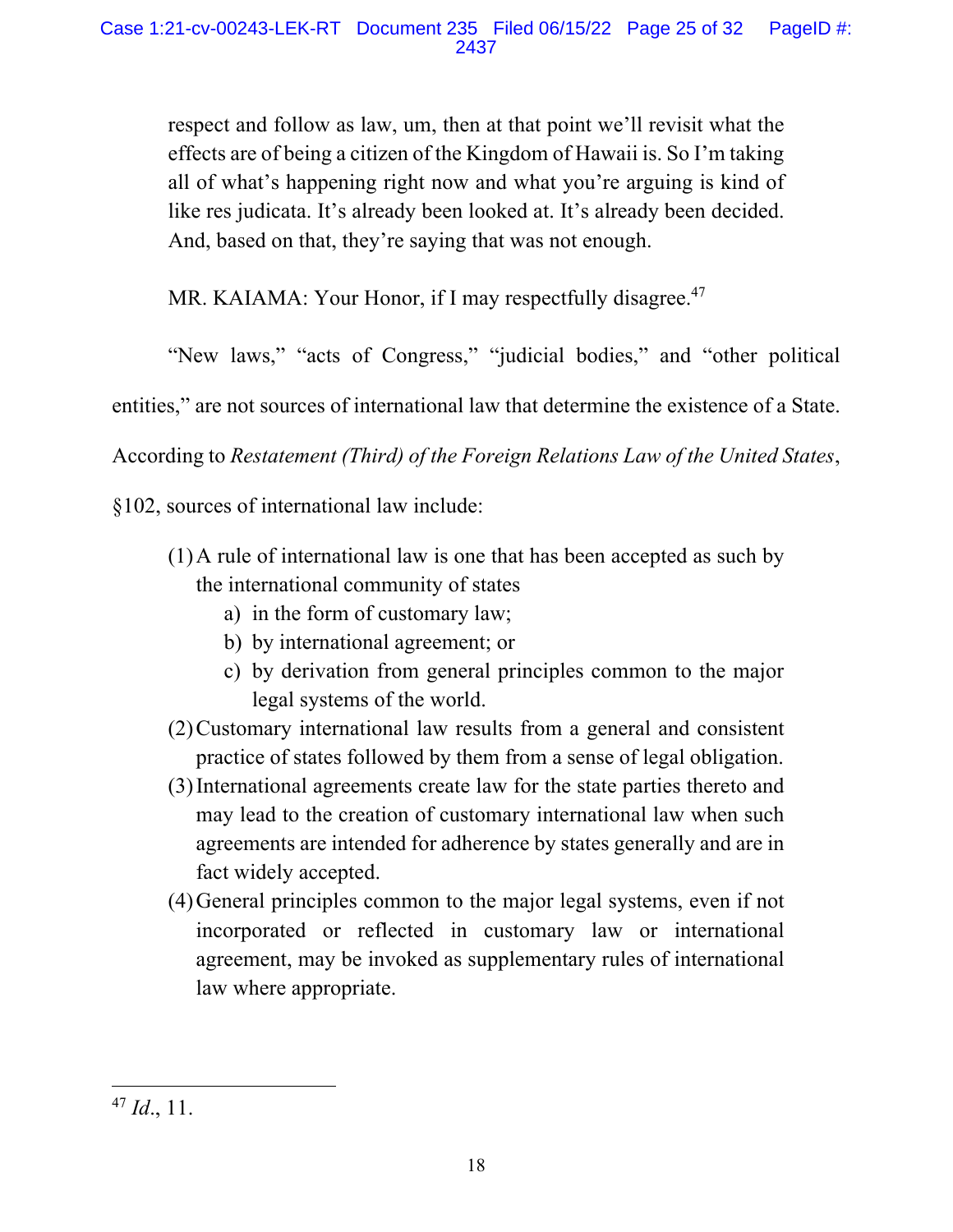> respect and follow as law, um, then at that point we'll revisit what the effects are of being a citizen of the Kingdom of Hawaii is. So I'm taking all of what's happening right now and what you're arguing is kind of like res judicata. It's already been looked at. It's already been decided. And, based on that, they're saying that was not enough.
>
> MR. KAIAMA: Your Honor, if I may respectfully disagree.[47]

"New laws," "acts of Congress," "judicial bodies," and "other political entities," are not sources of international law that determine the existence of a State. According to *Restatement (Third) of the Foreign Relations Law of the United States*, §102, sources of international law include:

> (1) A rule of international law is one that has been accepted as such by the international community of states
> - a) in the form of customary law;
> - b) by international agreement; or
> - c) by derivation from general principles common to the major legal systems of the world.
>
> (2) Customary international law results from a general and consistent practice of states followed by them from a sense of legal obligation.
>
> (3) International agreements create law for the state parties thereto and may lead to the creation of customary international law when such agreements are intended for adherence by states generally and are in fact widely accepted.
>
> (4) General principles common to the major legal systems, even if not incorporated or reflected in customary law or international agreement, may be invoked as supplementary rules of international law where appropriate.

---

[47] *Id*., 11.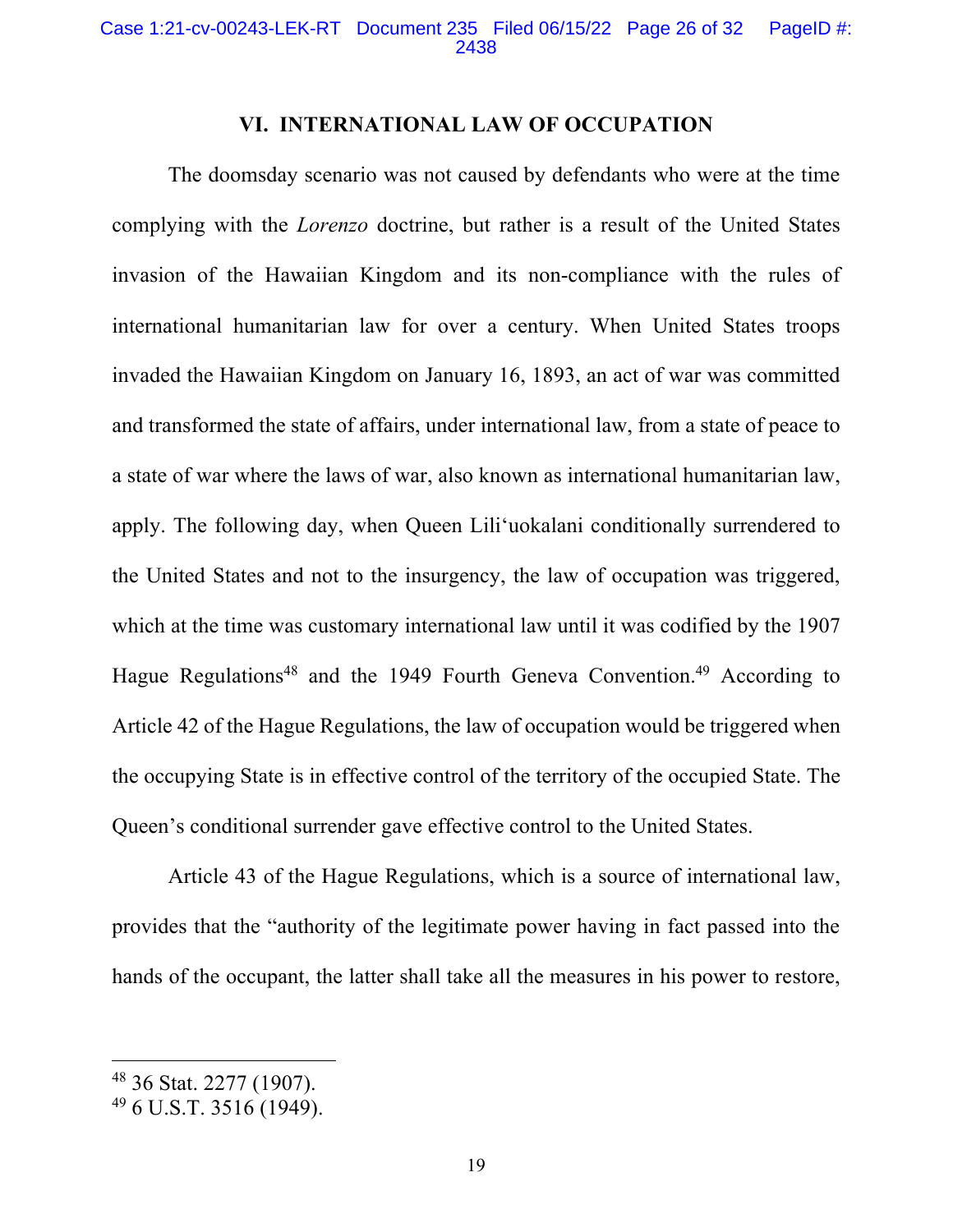## VI. INTERNATIONAL LAW OF OCCUPATION

The doomsday scenario was not caused by defendants who were at the time complying with the *Lorenzo* doctrine, but rather is a result of the United States invasion of the Hawaiian Kingdom and its non-compliance with the rules of international humanitarian law for over a century. When United States troops invaded the Hawaiian Kingdom on January 16, 1893, an act of war was committed and transformed the state of affairs, under international law, from a state of peace to a state of war where the laws of war, also known as international humanitarian law, apply. The following day, when Queen Lili'uokalani conditionally surrendered to the United States and not to the insurgency, the law of occupation was triggered, which at the time was customary international law until it was codified by the 1907 Hague Regulations[48] and the 1949 Fourth Geneva Convention.[49] According to Article 42 of the Hague Regulations, the law of occupation would be triggered when the occupying State is in effective control of the territory of the occupied State. The Queen's conditional surrender gave effective control to the United States.

Article 43 of the Hague Regulations, which is a source of international law, provides that the "authority of the legitimate power having in fact passed into the hands of the occupant, the latter shall take all the measures in his power to restore,

---

[48] 36 Stat. 2277 (1907).

[49] 6 U.S.T. 3516 (1949).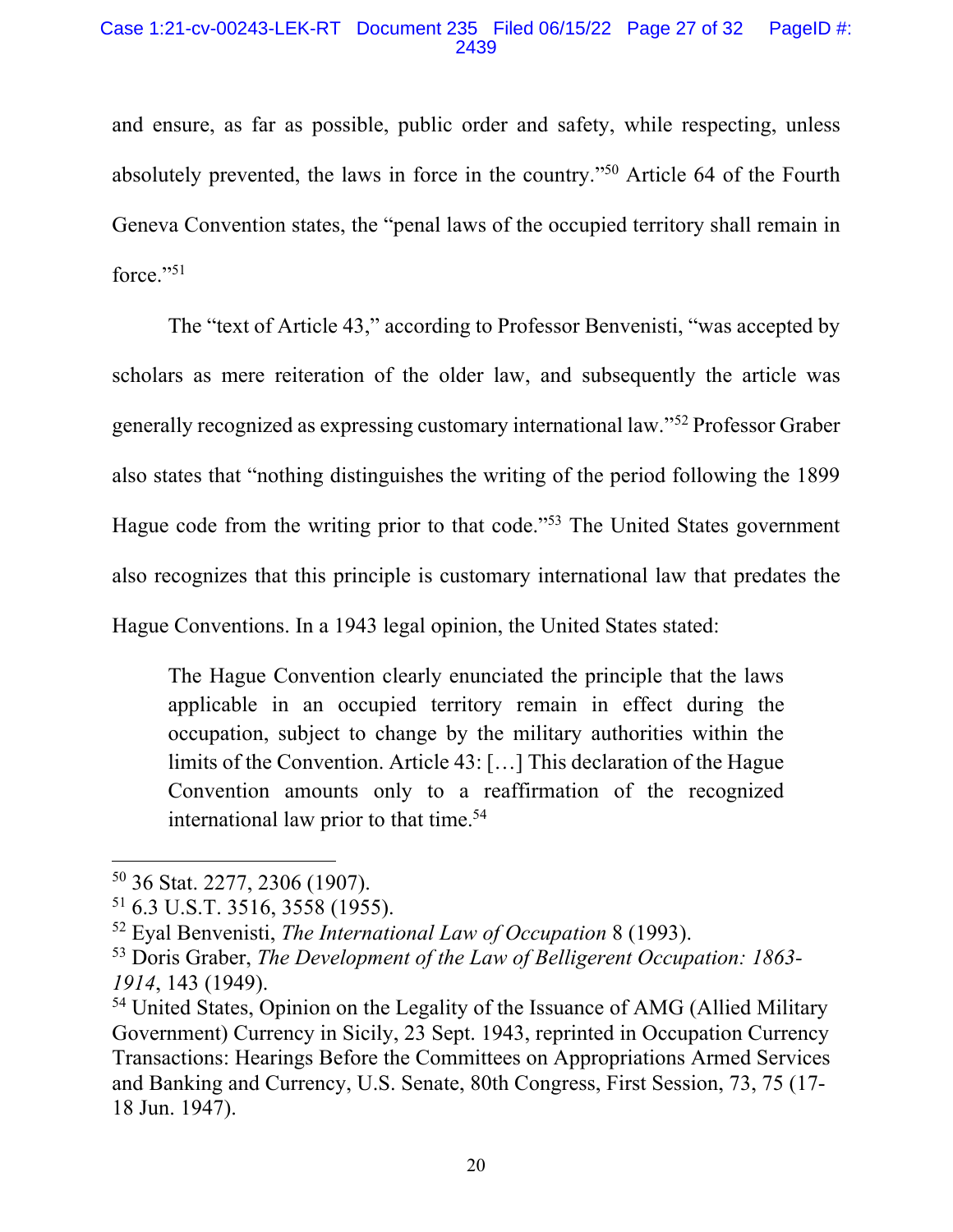and ensure, as far as possible, public order and safety, while respecting, unless absolutely prevented, the laws in force in the country."[50] Article 64 of the Fourth Geneva Convention states, the "penal laws of the occupied territory shall remain in force."[51]

The "text of Article 43," according to Professor Benvenisti, "was accepted by scholars as mere reiteration of the older law, and subsequently the article was generally recognized as expressing customary international law."[52] Professor Graber also states that "nothing distinguishes the writing of the period following the 1899 Hague code from the writing prior to that code."[53] The United States government also recognizes that this principle is customary international law that predates the Hague Conventions. In a 1943 legal opinion, the United States stated:

> The Hague Convention clearly enunciated the principle that the laws applicable in an occupied territory remain in effect during the occupation, subject to change by the military authorities within the limits of the Convention. Article 43: […] This declaration of the Hague Convention amounts only to a reaffirmation of the recognized international law prior to that time.[54]

---

[50] 36 Stat. 2277, 2306 (1907).

[51] 6.3 U.S.T. 3516, 3558 (1955).

[52] Eyal Benvenisti, *The International Law of Occupation* 8 (1993).

[53] Doris Graber, *The Development of the Law of Belligerent Occupation: 1863-1914*, 143 (1949).

[54] United States, Opinion on the Legality of the Issuance of AMG (Allied Military Government) Currency in Sicily, 23 Sept. 1943, reprinted in Occupation Currency Transactions: Hearings Before the Committees on Appropriations Armed Services and Banking and Currency, U.S. Senate, 80th Congress, First Session, 73, 75 (17-18 Jun. 1947).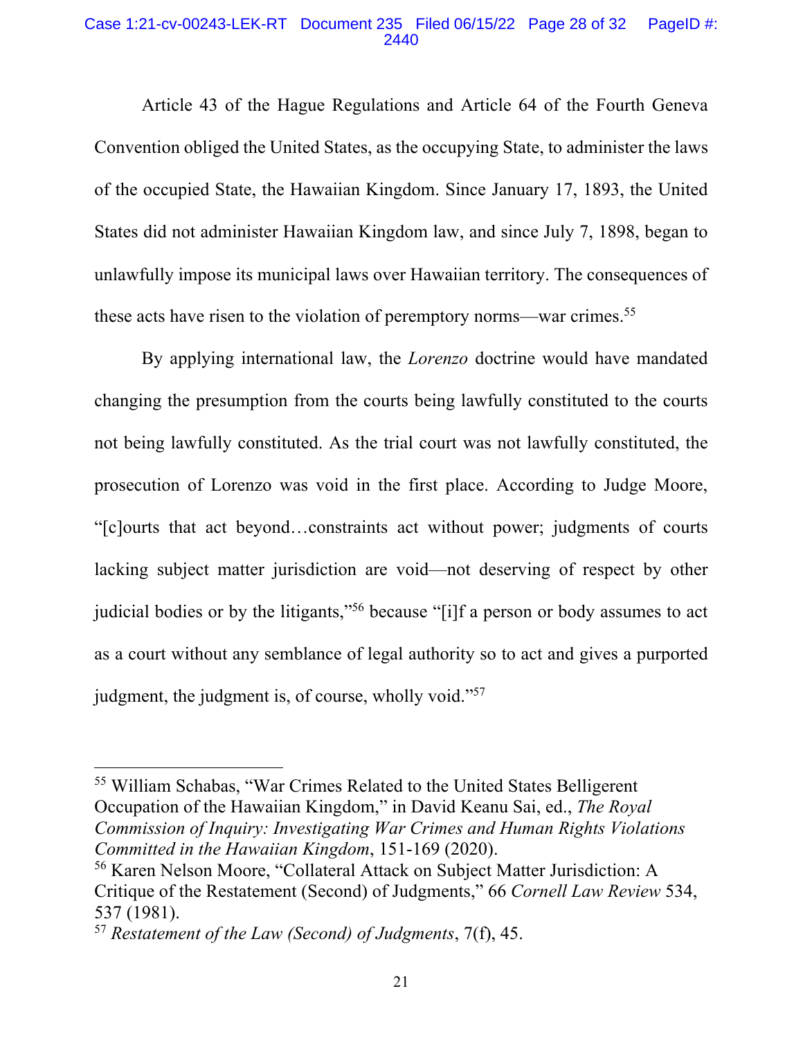Article 43 of the Hague Regulations and Article 64 of the Fourth Geneva Convention obliged the United States, as the occupying State, to administer the laws of the occupied State, the Hawaiian Kingdom. Since January 17, 1893, the United States did not administer Hawaiian Kingdom law, and since July 7, 1898, began to unlawfully impose its municipal laws over Hawaiian territory. The consequences of these acts have risen to the violation of peremptory norms—war crimes.[55]

By applying international law, the *Lorenzo* doctrine would have mandated changing the presumption from the courts being lawfully constituted to the courts not being lawfully constituted. As the trial court was not lawfully constituted, the prosecution of Lorenzo was void in the first place. According to Judge Moore, "[c]ourts that act beyond…constraints act without power; judgments of courts lacking subject matter jurisdiction are void—not deserving of respect by other judicial bodies or by the litigants,"[56] because "[i]f a person or body assumes to act as a court without any semblance of legal authority so to act and gives a purported judgment, the judgment is, of course, wholly void."[57]

---

[55] William Schabas, "War Crimes Related to the United States Belligerent Occupation of the Hawaiian Kingdom," in David Keanu Sai, ed., *The Royal Commission of Inquiry: Investigating War Crimes and Human Rights Violations Committed in the Hawaiian Kingdom*, 151-169 (2020).

[56] Karen Nelson Moore, "Collateral Attack on Subject Matter Jurisdiction: A Critique of the Restatement (Second) of Judgments," 66 *Cornell Law Review* 534, 537 (1981).

[57] *Restatement of the Law (Second) of Judgments*, 7(f), 45.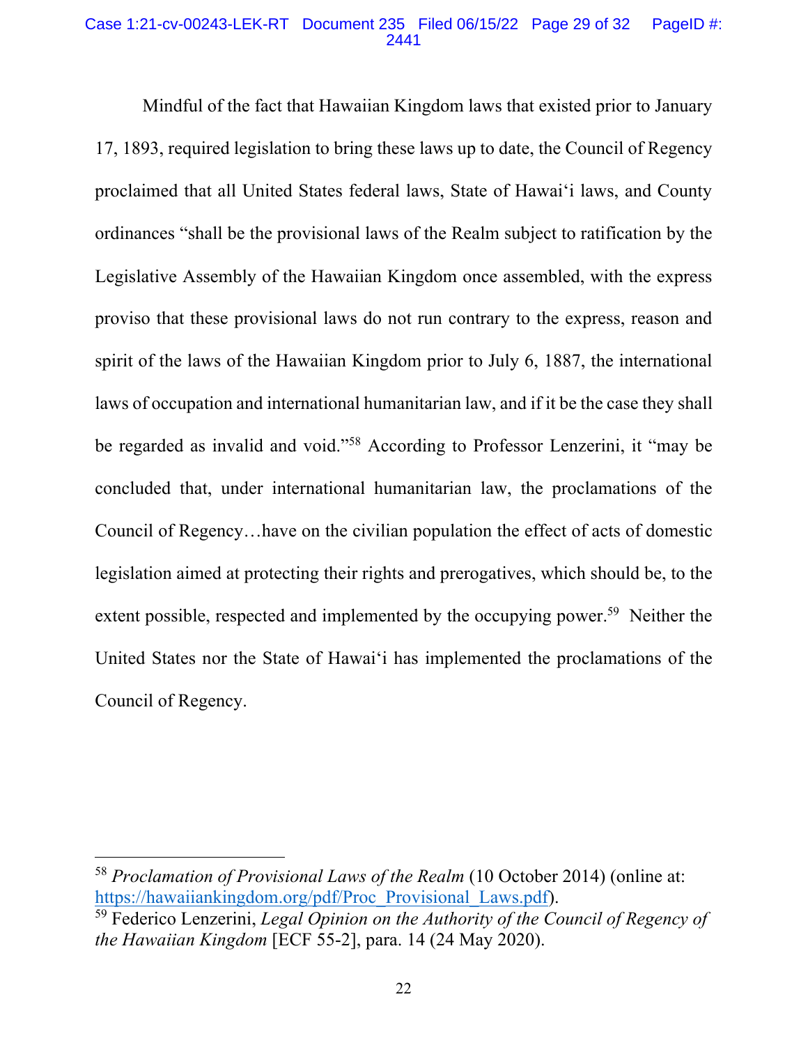Mindful of the fact that Hawaiian Kingdom laws that existed prior to January 17, 1893, required legislation to bring these laws up to date, the Council of Regency proclaimed that all United States federal laws, State of Hawai'i laws, and County ordinances "shall be the provisional laws of the Realm subject to ratification by the Legislative Assembly of the Hawaiian Kingdom once assembled, with the express proviso that these provisional laws do not run contrary to the express, reason and spirit of the laws of the Hawaiian Kingdom prior to July 6, 1887, the international laws of occupation and international humanitarian law, and if it be the case they shall be regarded as invalid and void."[58] According to Professor Lenzerini, it "may be concluded that, under international humanitarian law, the proclamations of the Council of Regency…have on the civilian population the effect of acts of domestic legislation aimed at protecting their rights and prerogatives, which should be, to the extent possible, respected and implemented by the occupying power.[59] Neither the United States nor the State of Hawai'i has implemented the proclamations of the Council of Regency.

---

[58] *Proclamation of Provisional Laws of the Realm* (10 October 2014) (online at: https://hawaiiankingdom.org/pdf/Proc_Provisional_Laws.pdf).

[59] Federico Lenzerini, *Legal Opinion on the Authority of the Council of Regency of the Hawaiian Kingdom* [ECF 55-2], para. 14 (24 May 2020).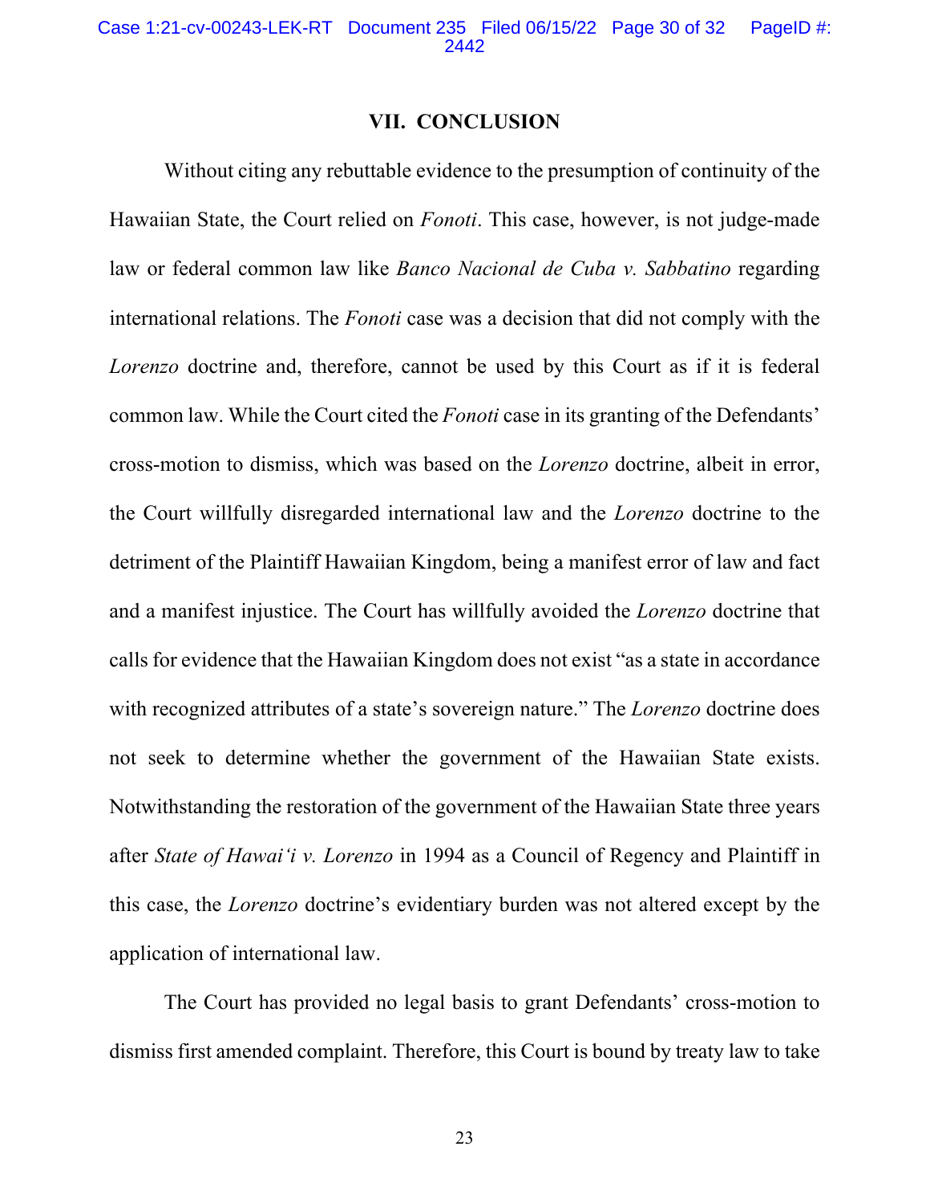## VII. CONCLUSION

Without citing any rebuttable evidence to the presumption of continuity of the Hawaiian State, the Court relied on *Fonoti*. This case, however, is not judge-made law or federal common law like *Banco Nacional de Cuba v. Sabbatino* regarding international relations. The *Fonoti* case was a decision that did not comply with the *Lorenzo* doctrine and, therefore, cannot be used by this Court as if it is federal common law. While the Court cited the *Fonoti* case in its granting of the Defendants' cross-motion to dismiss, which was based on the *Lorenzo* doctrine, albeit in error, the Court willfully disregarded international law and the *Lorenzo* doctrine to the detriment of the Plaintiff Hawaiian Kingdom, being a manifest error of law and fact and a manifest injustice. The Court has willfully avoided the *Lorenzo* doctrine that calls for evidence that the Hawaiian Kingdom does not exist "as a state in accordance with recognized attributes of a state's sovereign nature." The *Lorenzo* doctrine does not seek to determine whether the government of the Hawaiian State exists. Notwithstanding the restoration of the government of the Hawaiian State three years after *State of Hawai'i v. Lorenzo* in 1994 as a Council of Regency and Plaintiff in this case, the *Lorenzo* doctrine's evidentiary burden was not altered except by the application of international law.

The Court has provided no legal basis to grant Defendants' cross-motion to dismiss first amended complaint. Therefore, this Court is bound by treaty law to take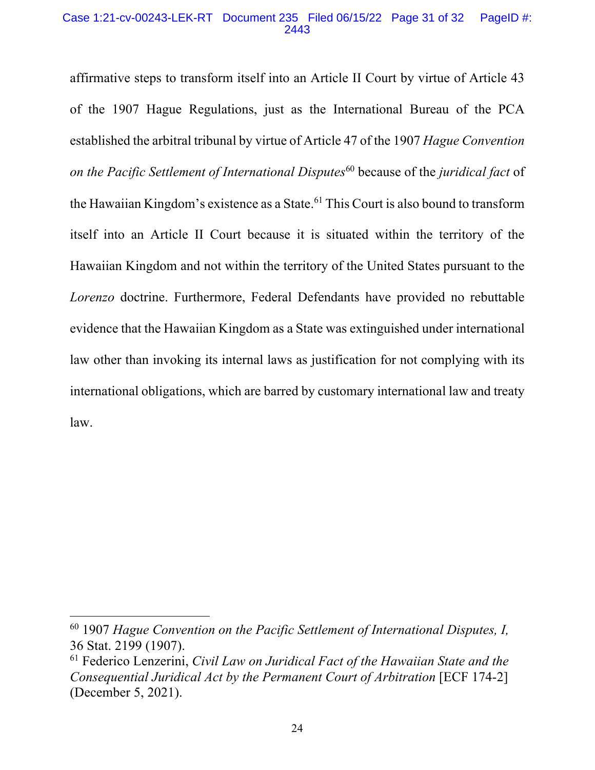affirmative steps to transform itself into an Article II Court by virtue of Article 43 of the 1907 Hague Regulations, just as the International Bureau of the PCA established the arbitral tribunal by virtue of Article 47 of the 1907 *Hague Convention on the Pacific Settlement of International Disputes*[60] because of the *juridical fact* of the Hawaiian Kingdom's existence as a State.[61] This Court is also bound to transform itself into an Article II Court because it is situated within the territory of the Hawaiian Kingdom and not within the territory of the United States pursuant to the *Lorenzo* doctrine. Furthermore, Federal Defendants have provided no rebuttable evidence that the Hawaiian Kingdom as a State was extinguished under international law other than invoking its internal laws as justification for not complying with its international obligations, which are barred by customary international law and treaty law.

---

[60] 1907 *Hague Convention on the Pacific Settlement of International Disputes, I,* 36 Stat. 2199 (1907).

[61] Federico Lenzerini, *Civil Law on Juridical Fact of the Hawaiian State and the Consequential Juridical Act by the Permanent Court of Arbitration* [ECF 174-2] (December 5, 2021).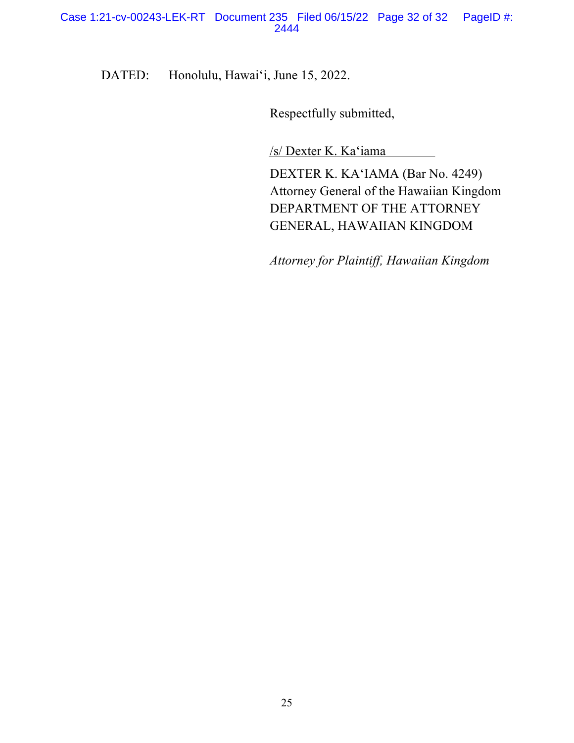DATED: Honolulu, Hawai‘i, June 15, 2022.

Respectfully submitted,

/s/ Dexter K. Ka‘iama

DEXTER K. KA‘IAMA (Bar No. 4249)
Attorney General of the Hawaiian Kingdom
DEPARTMENT OF THE ATTORNEY GENERAL, HAWAIIAN KINGDOM

*Attorney for Plaintiff, Hawaiian Kingdom*